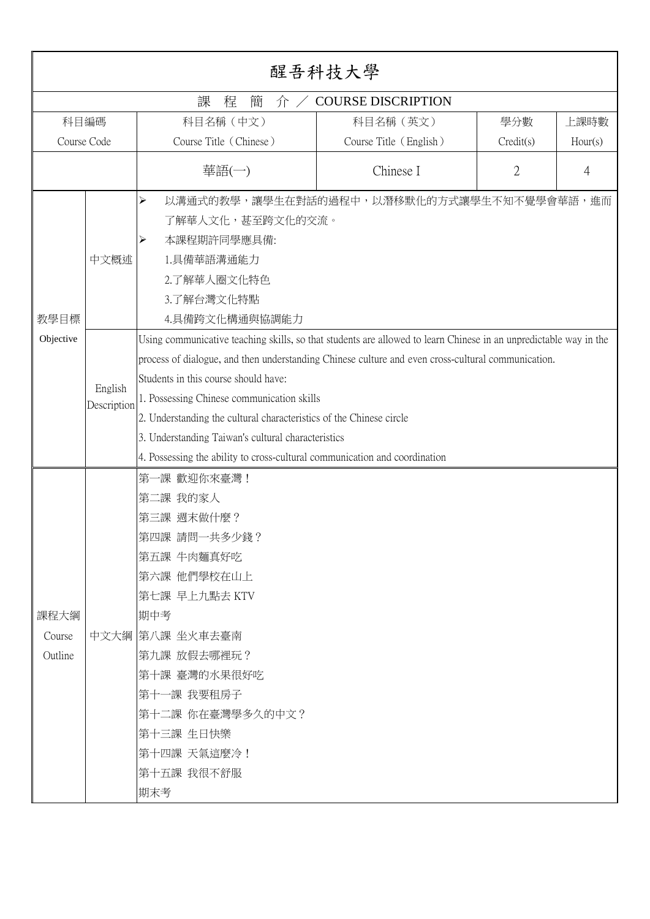# 醒吾科技大學

## 課 程 簡 介 ／ COURSE DISCRIPTION

| 科目編碼 Course Code | 科目名稱（中文） Course Title（Chinese） | 科目名稱（英文） Course Title（English） | 學分數 Credit(s) | 上課時數 Hour(s) |
|---|---|---|---|---|
| | 華語(一) | Chinese I | 2 | 4 |

| 教學目標 Objective | | |
|---|---|---|
| | 中文概述 | ➢ 以溝通式的教學，讓學生在對話的過程中，以潛移默化的方式讓學生不知不覺學會華語，進而了解華人文化，甚至跨文化的交流。<br>➢ 本課程期許同學應具備:<br>1.具備華語溝通能力<br>2.了解華人圈文化特色<br>3.了解台灣文化特點<br>4.具備跨文化構通與協調能力 |
| | English Description | Using communicative teaching skills, so that students are allowed to learn Chinese in an unpredictable way in the process of dialogue, and then understanding Chinese culture and even cross-cultural communication.<br>Students in this course should have:<br>1. Possessing Chinese communication skills<br>2. Understanding the cultural characteristics of the Chinese circle<br>3. Understanding Taiwan's cultural characteristics<br>4. Possessing the ability to cross-cultural communication and coordination |

| 課程大綱 Course Outline | | |
|---|---|---|
| | 中文大綱 | 第一課 歡迎你來臺灣！<br>第二課 我的家人<br>第三課 週末做什麼？<br>第四課 請問一共多少錢？<br>第五課 牛肉麵真好吃<br>第六課 他們學校在山上<br>第七課 早上九點去 KTV<br>期中考<br>第八課 坐火車去臺南<br>第九課 放假去哪裡玩？<br>第十課 臺灣的水果很好吃<br>第十一課 我要租房子<br>第十二課 你在臺灣學多久的中文？<br>第十三課 生日快樂<br>第十四課 天氣這麼冷！<br>第十五課 我很不舒服<br>期末考 |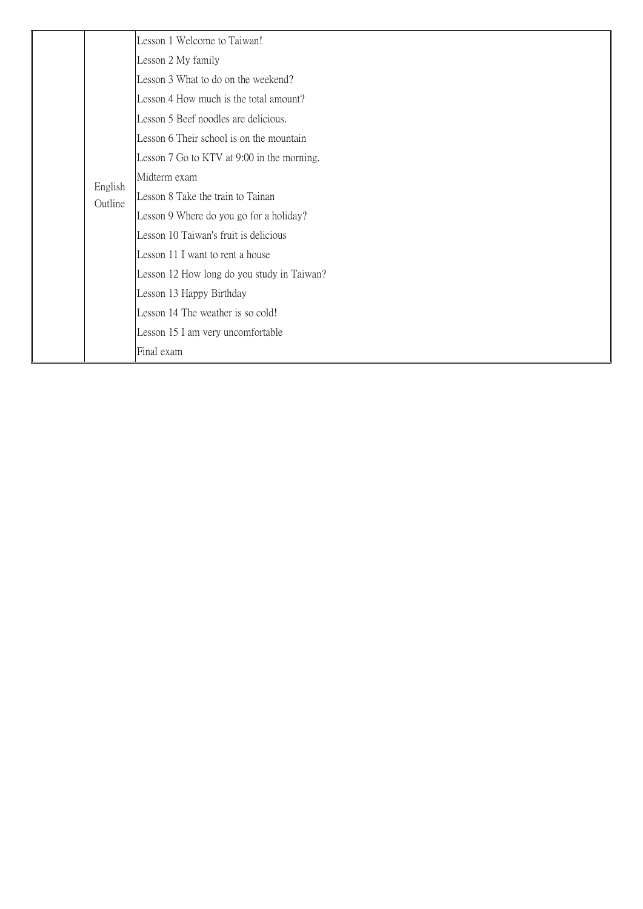|  |  |  |
| --- | --- | --- |
|  | English Outline | Lesson 1 Welcome to Taiwan! |
|  |  | Lesson 2 My family |
|  |  | Lesson 3 What to do on the weekend? |
|  |  | Lesson 4 How much is the total amount? |
|  |  | Lesson 5 Beef noodles are delicious. |
|  |  | Lesson 6 Their school is on the mountain |
|  |  | Lesson 7 Go to KTV at 9:00 in the morning. |
|  |  | Midterm exam |
|  |  | Lesson 8 Take the train to Tainan |
|  |  | Lesson 9 Where do you go for a holiday? |
|  |  | Lesson 10 Taiwan's fruit is delicious |
|  |  | Lesson 11 I want to rent a house |
|  |  | Lesson 12 How long do you study in Taiwan? |
|  |  | Lesson 13 Happy Birthday |
|  |  | Lesson 14 The weather is so cold! |
|  |  | Lesson 15 I am very uncomfortable |
|  |  | Final exam |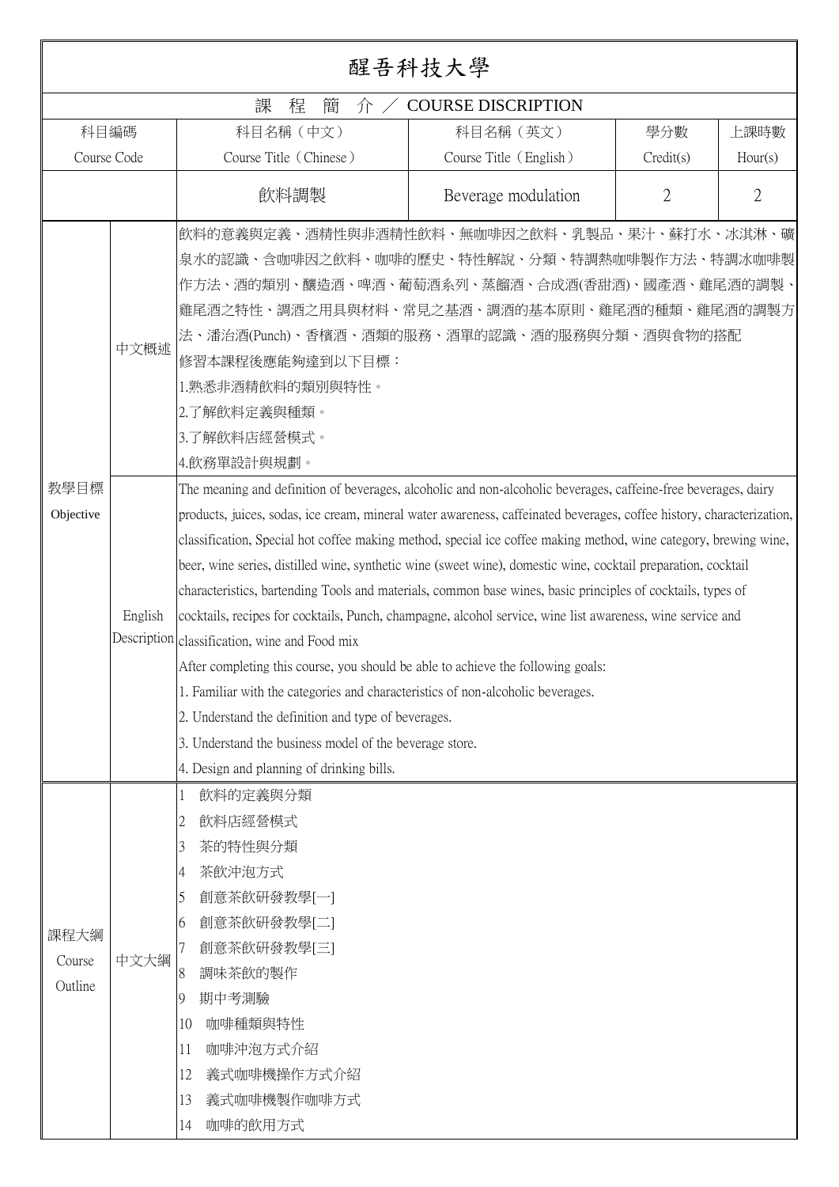# 醒吾科技大學

## 課 程 簡 介 ／ COURSE DISCRIPTION

| 科目編碼 Course Code | 科目名稱（中文） Course Title（Chinese） | 科目名稱（英文） Course Title（English） | 學分數 Credit(s) | 上課時數 Hour(s) |
|---|---|---|---|---|
| | 飲料調製 | Beverage modulation | 2 | 2 |

**教學目標 Objective**

**中文概述**

飲料的意義與定義、酒精性與非酒精性飲料、無咖啡因之飲料、乳製品、果汁、蘇打水、冰淇淋、礦泉水的認識、含咖啡因之飲料、咖啡的歷史、特性解說、分類、特調熱咖啡製作方法、特調冰咖啡製作方法、酒的類別、釀造酒、啤酒、葡萄酒系列、蒸餾酒、合成酒(香甜酒)、國產酒、雞尾酒的調製、雞尾酒之特性、調酒之用具與材料、常見之基酒、調酒的基本原則、雞尾酒的種類、雞尾酒的調製方法、潘治酒(Punch)、香檳酒、酒類的服務、酒單的認識、酒的服務與分類、酒與食物的搭配

修習本課程後應能夠達到以下目標：

1.熟悉非酒精飲料的類別與特性。
2.了解飲料定義與種類。
3.了解飲料店經營模式。
4.飲務單設計與規劃。

**English Description**

The meaning and definition of beverages, alcoholic and non-alcoholic beverages, caffeine-free beverages, dairy products, juices, sodas, ice cream, mineral water awareness, caffeinated beverages, coffee history, characterization, classification, Special hot coffee making method, special ice coffee making method, wine category, brewing wine, beer, wine series, distilled wine, synthetic wine (sweet wine), domestic wine, cocktail preparation, cocktail characteristics, bartending Tools and materials, common base wines, basic principles of cocktails, types of cocktails, recipes for cocktails, Punch, champagne, alcohol service, wine list awareness, wine service and classification, wine and Food mix

After completing this course, you should be able to achieve the following goals:

1. Familiar with the categories and characteristics of non-alcoholic beverages.
2. Understand the definition and type of beverages.
3. Understand the business model of the beverage store.
4. Design and planning of drinking bills.

**課程大綱 Course Outline**

**中文大綱**

1 飲料的定義與分類
2 飲料店經營模式
3 茶的特性與分類
4 茶飲沖泡方式
5 創意茶飲研發教學[一]
6 創意茶飲研發教學[二]
7 創意茶飲研發教學[三]
8 調味茶飲的製作
9 期中考測驗
10 咖啡種類與特性
11 咖啡沖泡方式介紹
12 義式咖啡機操作方式介紹
13 義式咖啡機製作咖啡方式
14 咖啡的飲用方式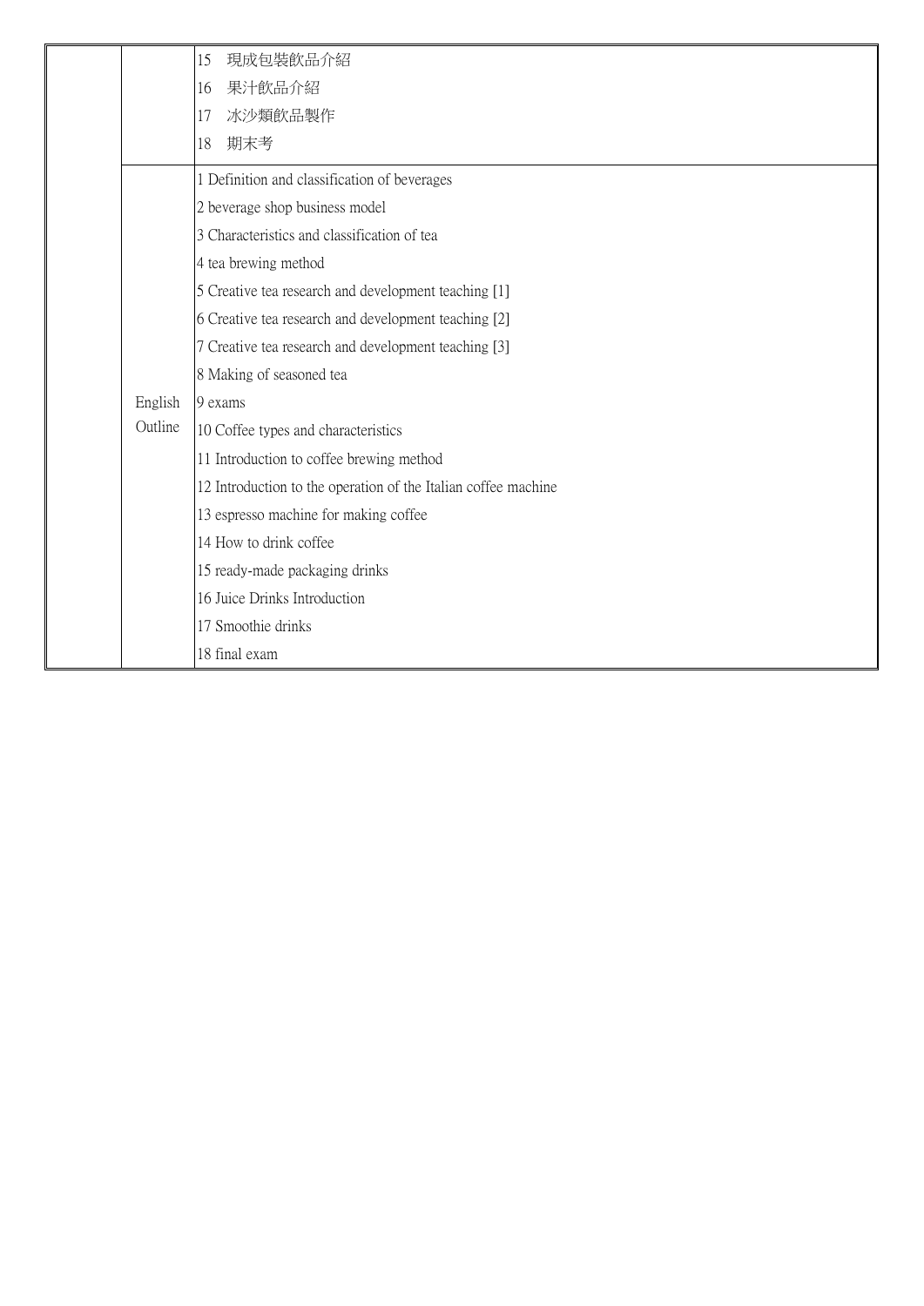| | | |
|---|---|---|
| | | 15 現成包裝飲品介紹<br>16 果汁飲品介紹<br>17 冰沙類飲品製作<br>18 期末考 |
| | English Outline | 1 Definition and classification of beverages<br>2 beverage shop business model<br>3 Characteristics and classification of tea<br>4 tea brewing method<br>5 Creative tea research and development teaching [1]<br>6 Creative tea research and development teaching [2]<br>7 Creative tea research and development teaching [3]<br>8 Making of seasoned tea<br>9 exams<br>10 Coffee types and characteristics<br>11 Introduction to coffee brewing method<br>12 Introduction to the operation of the Italian coffee machine<br>13 espresso machine for making coffee<br>14 How to drink coffee<br>15 ready-made packaging drinks<br>16 Juice Drinks Introduction<br>17 Smoothie drinks<br>18 final exam |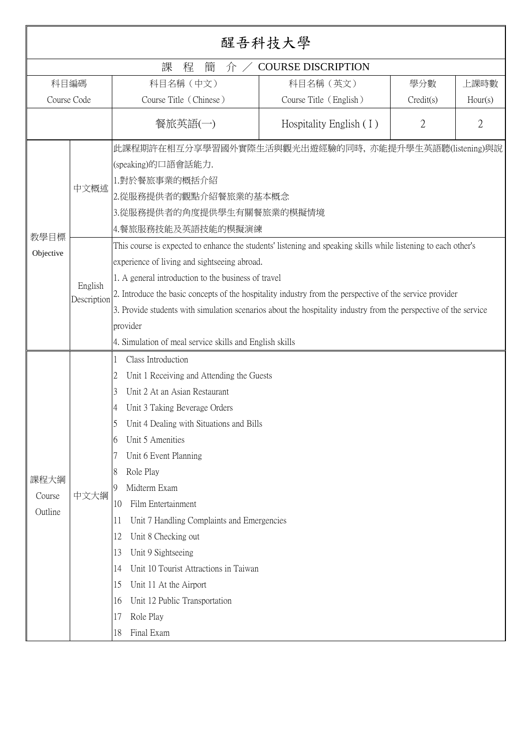# 醒吾科技大學

## 課 程 簡 介 ／ COURSE DISCRIPTION

| 科目編碼 Course Code | 科目名稱（中文） Course Title（Chinese） | 科目名稱（英文） Course Title（English） | 學分數 Credit(s) | 上課時數 Hour(s) |
|---|---|---|---|---|
| | 餐旅英語(一) | Hospitality English ( I ) | 2 | 2 |

| 教學目標 Objective | | |
|---|---|---|
| | 中文概述 | 此課程期許在相互分享學習國外實際生活與觀光出遊經驗的同時，亦能提升學生英語聽(listening)與說(speaking)的口語會話能力.<br>1.對於餐旅事業的概括介紹<br>2.從服務提供者的觀點介紹餐旅業的基本概念<br>3.從服務提供者的角度提供學生有關餐旅業的模擬情境<br>4.餐旅服務技能及英語技能的模擬演練 |
| | English Description | This course is expected to enhance the students' listening and speaking skills while listening to each other's experience of living and sightseeing abroad.<br>1. A general introduction to the business of travel<br>2. Introduce the basic concepts of the hospitality industry from the perspective of the service provider<br>3. Provide students with simulation scenarios about the hospitality industry from the perspective of the service provider<br>4. Simulation of meal service skills and English skills |

| 課程大綱 Course Outline | | |
|---|---|---|
| | 中文大綱 | 1 Class Introduction<br>2 Unit 1 Receiving and Attending the Guests<br>3 Unit 2 At an Asian Restaurant<br>4 Unit 3 Taking Beverage Orders<br>5 Unit 4 Dealing with Situations and Bills<br>6 Unit 5 Amenities<br>7 Unit 6 Event Planning<br>8 Role Play<br>9 Midterm Exam<br>10 Film Entertainment<br>11 Unit 7 Handling Complaints and Emergencies<br>12 Unit 8 Checking out<br>13 Unit 9 Sightseeing<br>14 Unit 10 Tourist Attractions in Taiwan<br>15 Unit 11 At the Airport<br>16 Unit 12 Public Transportation<br>17 Role Play<br>18 Final Exam |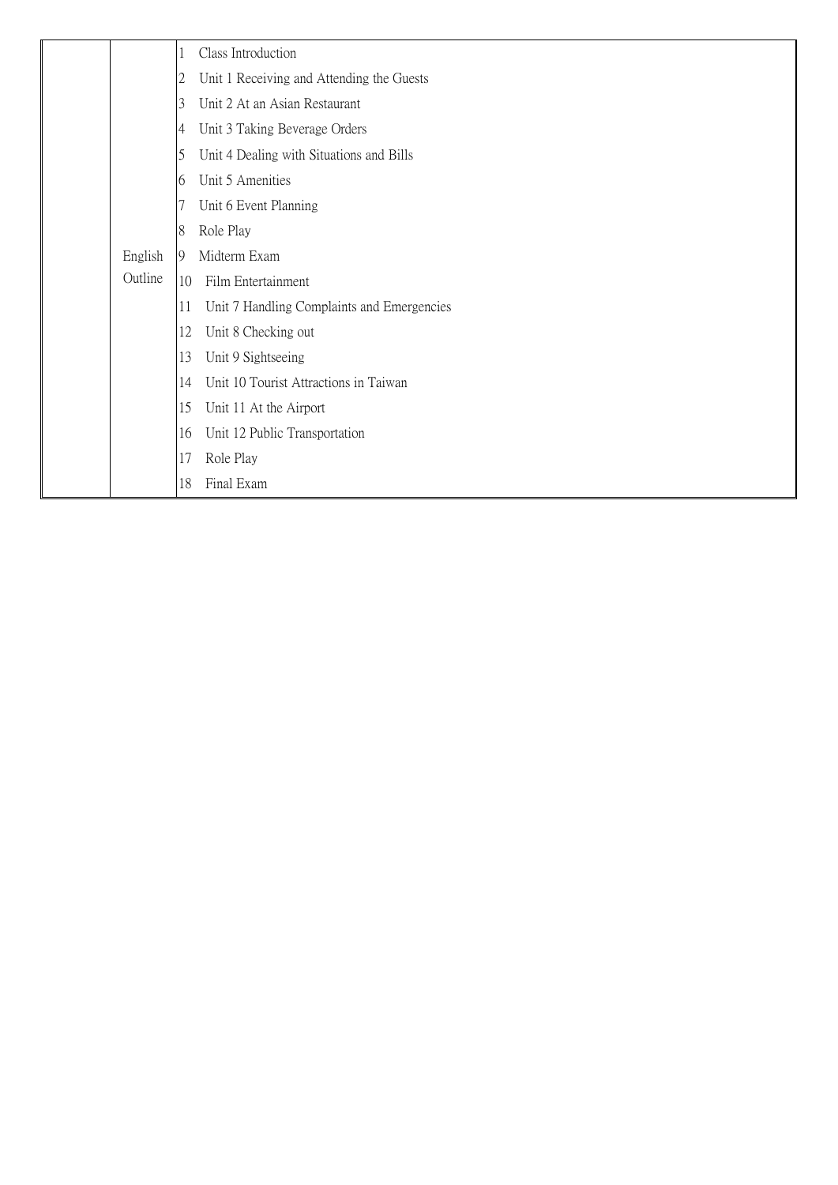| | | |
|---|---|---|
| | English Outline | 1 Class Introduction<br>2 Unit 1 Receiving and Attending the Guests<br>3 Unit 2 At an Asian Restaurant<br>4 Unit 3 Taking Beverage Orders<br>5 Unit 4 Dealing with Situations and Bills<br>6 Unit 5 Amenities<br>7 Unit 6 Event Planning<br>8 Role Play<br>9 Midterm Exam<br>10 Film Entertainment<br>11 Unit 7 Handling Complaints and Emergencies<br>12 Unit 8 Checking out<br>13 Unit 9 Sightseeing<br>14 Unit 10 Tourist Attractions in Taiwan<br>15 Unit 11 At the Airport<br>16 Unit 12 Public Transportation<br>17 Role Play<br>18 Final Exam |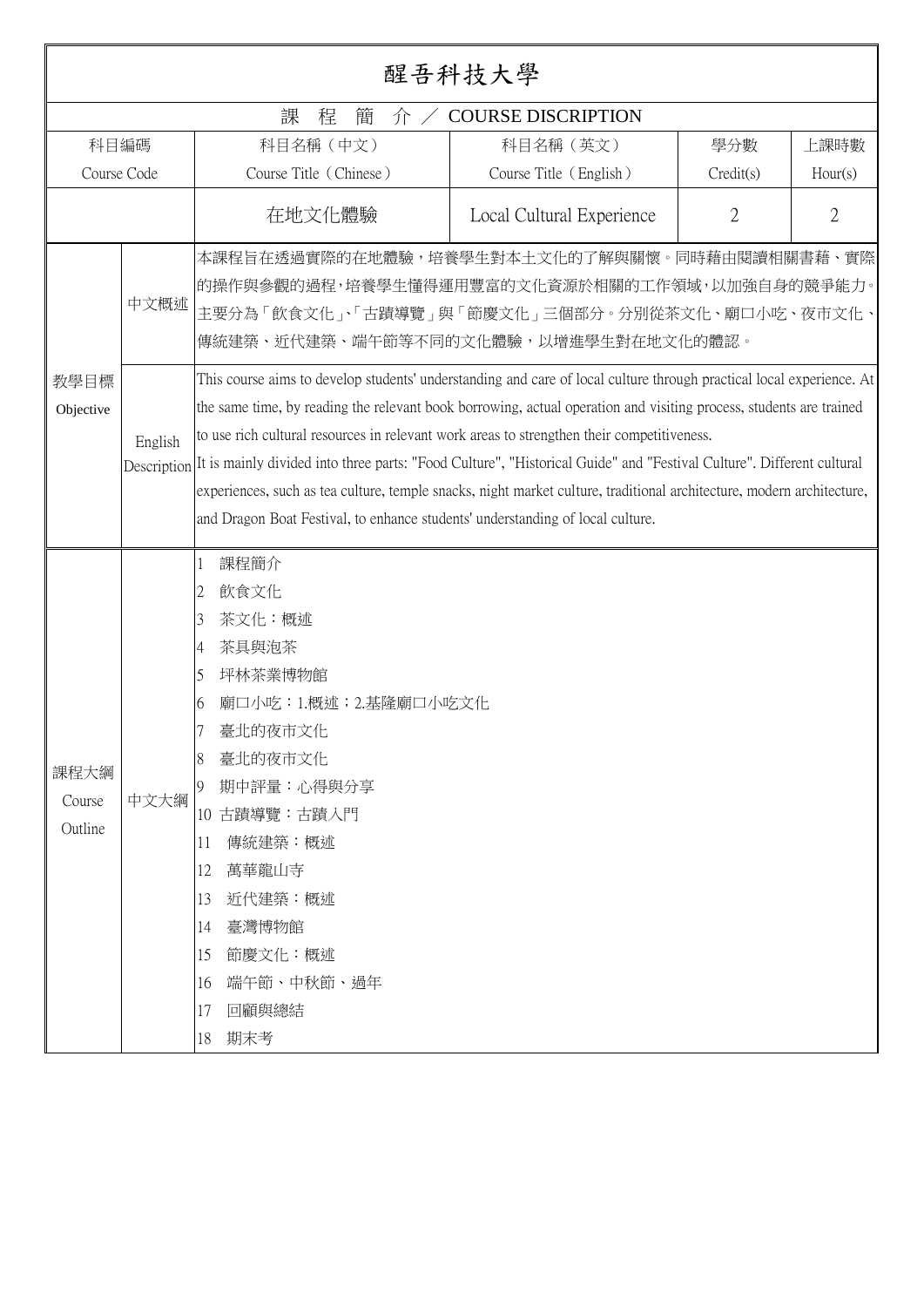# 醒吾科技大學

## 課 程 簡 介 ／ COURSE DISCRIPTION

| 科目編碼 Course Code | 科目名稱（中文） Course Title（Chinese） | 科目名稱（英文） Course Title（English） | 學分數 Credit(s) | 上課時數 Hour(s) |
|---|---|---|---|---|
| | 在地文化體驗 | Local Cultural Experience | 2 | 2 |

| 教學目標 Objective | | |
|---|---|---|
| | 中文概述 | 本課程旨在透過實際的在地體驗，培養學生對本土文化的了解與關懷。同時藉由閱讀相關書藉、實際的操作與參觀的過程，培養學生懂得運用豐富的文化資源於相關的工作領域，以加強自身的競爭能力。主要分為「飲食文化」、「古蹟導覽」與「節慶文化」三個部分。分別從茶文化、廟口小吃、夜市文化、傳統建築、近代建築、端午節等不同的文化體驗，以增進學生對在地文化的體認。 |
| | English Description | This course aims to develop students' understanding and care of local culture through practical local experience. At the same time, by reading the relevant book borrowing, actual operation and visiting process, students are trained to use rich cultural resources in relevant work areas to strengthen their competitiveness. It is mainly divided into three parts: "Food Culture", "Historical Guide" and "Festival Culture". Different cultural experiences, such as tea culture, temple snacks, night market culture, traditional architecture, modern architecture, and Dragon Boat Festival, to enhance students' understanding of local culture. |

**課程大綱 Course Outline — 中文大綱**

1 課程簡介
2 飲食文化
3 茶文化：概述
4 茶具與泡茶
5 坪林茶業博物館
6 廟口小吃：1.概述；2.基隆廟口小吃文化
7 臺北的夜市文化
8 臺北的夜市文化
9 期中評量：心得與分享
10 古蹟導覽：古蹟入門
11 傳統建築：概述
12 萬華龍山寺
13 近代建築：概述
14 臺灣博物館
15 節慶文化：概述
16 端午節、中秋節、過年
17 回顧與總結
18 期末考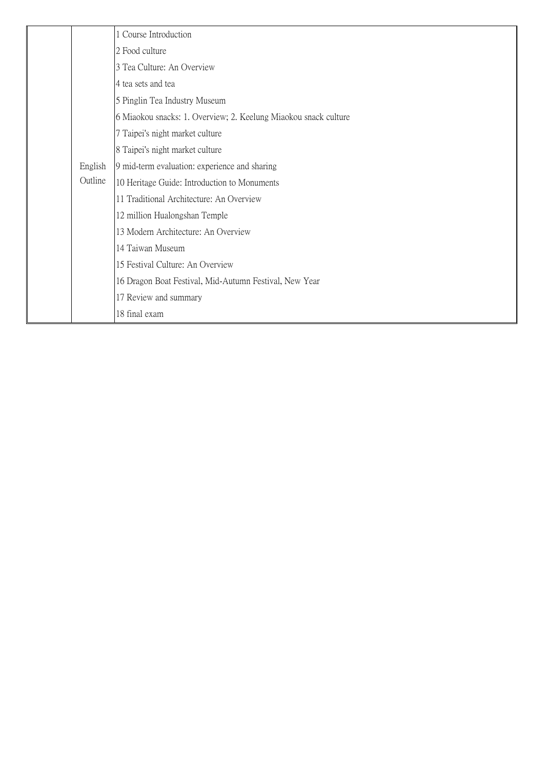|  |  |  |
| --- | --- | --- |
|  | English Outline | 1 Course Introduction<br>2 Food culture<br>3 Tea Culture: An Overview<br>4 tea sets and tea<br>5 Pinglin Tea Industry Museum<br>6 Miaokou snacks: 1. Overview; 2. Keelung Miaokou snack culture<br>7 Taipei's night market culture<br>8 Taipei's night market culture<br>9 mid-term evaluation: experience and sharing<br>10 Heritage Guide: Introduction to Monuments<br>11 Traditional Architecture: An Overview<br>12 million Hualongshan Temple<br>13 Modern Architecture: An Overview<br>14 Taiwan Museum<br>15 Festival Culture: An Overview<br>16 Dragon Boat Festival, Mid-Autumn Festival, New Year<br>17 Review and summary<br>18 final exam |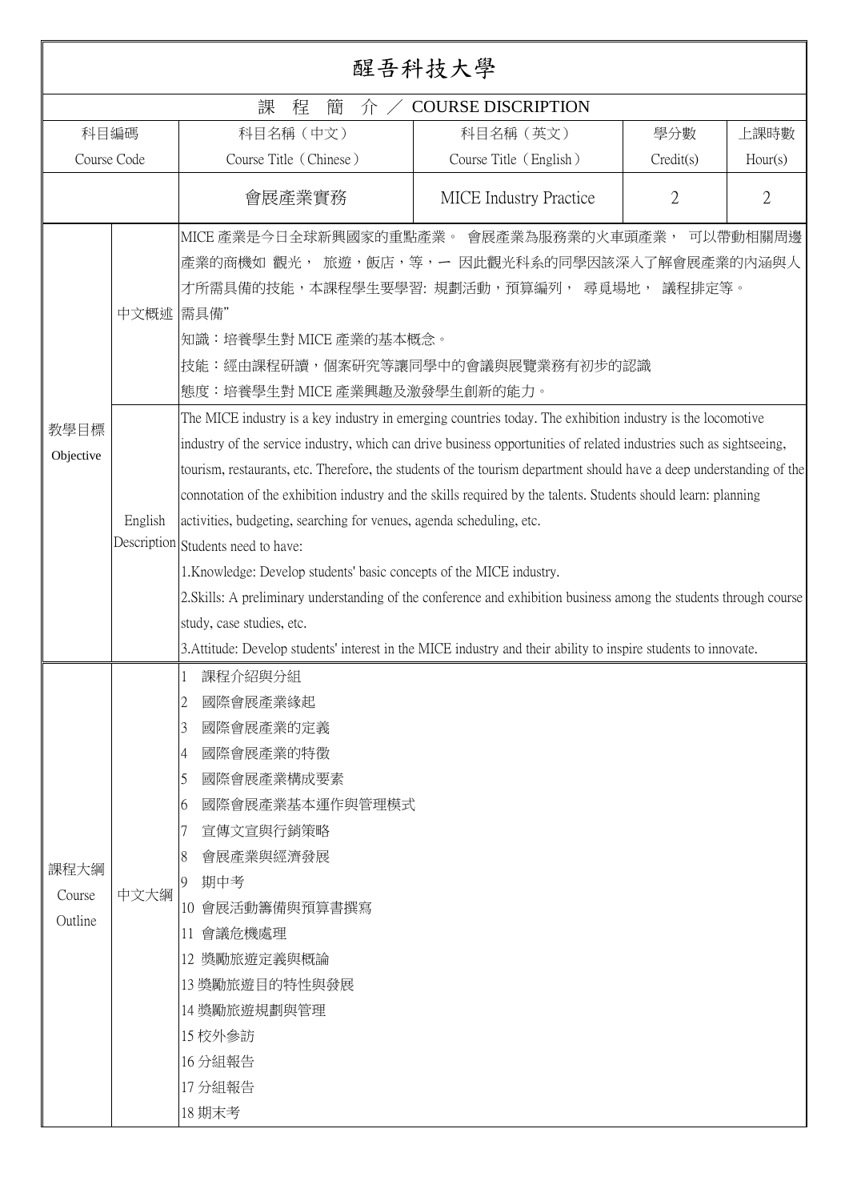# 醒吾科技大學

## 課 程 簡 介 ／ COURSE DISCRIPTION

| 科目編碼 Course Code | 科目名稱（中文） Course Title（Chinese） | 科目名稱（英文） Course Title（English） | 學分數 Credit(s) | 上課時數 Hour(s) |
|---|---|---|---|---|
| | 會展產業實務 | MICE Industry Practice | 2 | 2 |

**教學目標 Objective**

**中文概述**

MICE 產業是今日全球新興國家的重點產業。 會展產業為服務業的火車頭產業， 可以帶動相關周邊產業的商機如 觀光， 旅遊，飯店，等，一 因此觀光科系的同學因該深入了解會展產業的內涵與人才所需具備的技能，本課程學生要學習: 規劃活動，預算編列， 尋覓場地， 議程排定等。

需具備"

知識：培養學生對 MICE 產業的基本概念。

技能：經由課程研讀，個案研究等讓同學中的會議與展覽業務有初步的認識

態度：培養學生對 MICE 產業興趣及激發學生創新的能力。

**English Description**

The MICE industry is a key industry in emerging countries today. The exhibition industry is the locomotive industry of the service industry, which can drive business opportunities of related industries such as sightseeing, tourism, restaurants, etc. Therefore, the students of the tourism department should have a deep understanding of the connotation of the exhibition industry and the skills required by the talents. Students should learn: planning activities, budgeting, searching for venues, agenda scheduling, etc.

Students need to have:

1.Knowledge: Develop students' basic concepts of the MICE industry.

2.Skills: A preliminary understanding of the conference and exhibition business among the students through course study, case studies, etc.

3.Attitude: Develop students' interest in the MICE industry and their ability to inspire students to innovate.

**課程大綱 Course Outline**

**中文大綱**

1 課程介紹與分組
2 國際會展產業緣起
3 國際會展產業的定義
4 國際會展產業的特徵
5 國際會展產業構成要素
6 國際會展產業基本運作與管理模式
7 宣傳文宣與行銷策略
8 會展產業與經濟發展
9 期中考
10 會展活動籌備與預算書撰寫
11 會議危機處理
12 獎勵旅遊定義與概論
13 獎勵旅遊目的特性與發展
14 獎勵旅遊規劃與管理
15 校外參訪
16 分組報告
17 分組報告
18 期末考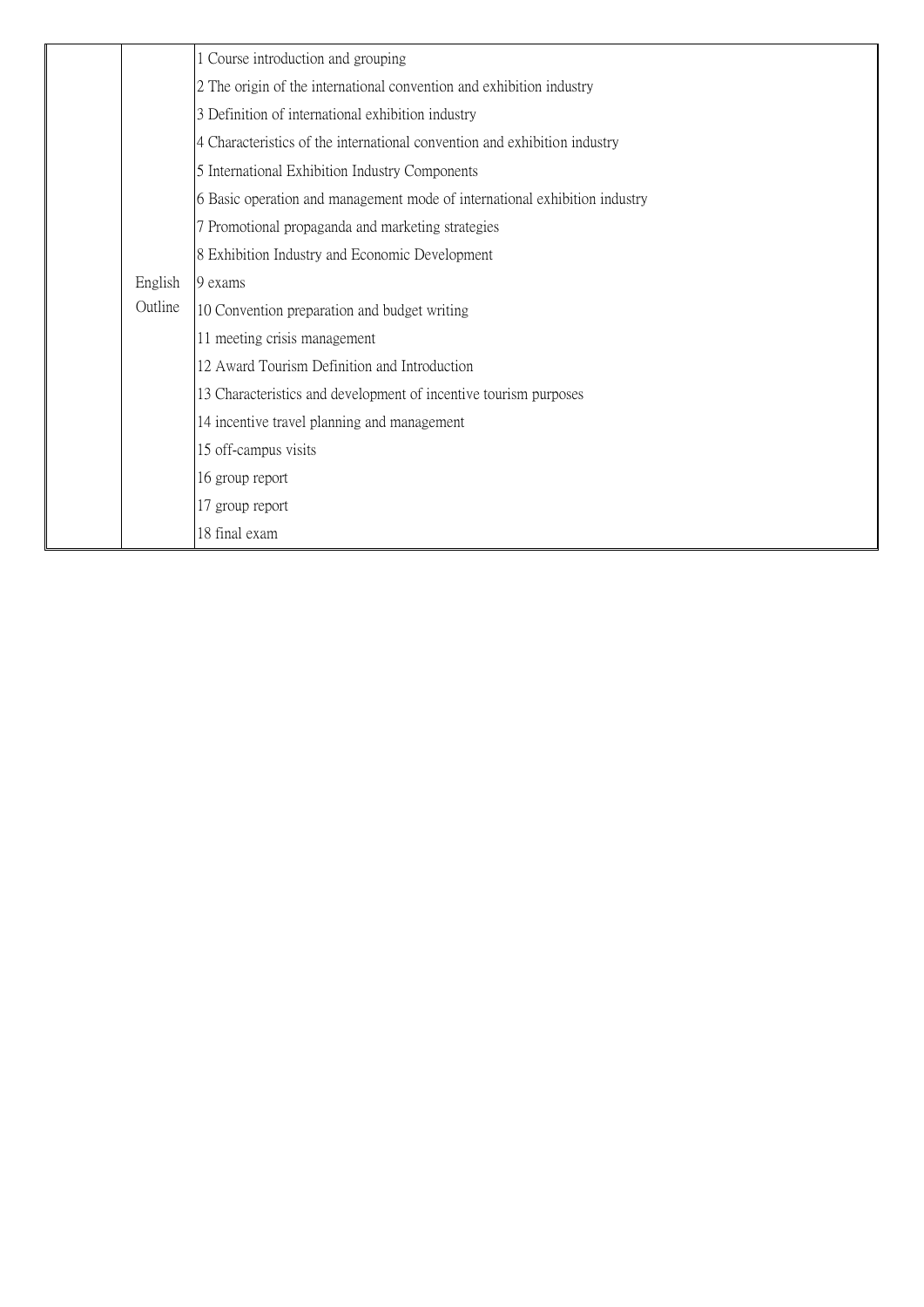|  |  |  |
|---|---|---|
|  | English Outline | 1 Course introduction and grouping<br>2 The origin of the international convention and exhibition industry<br>3 Definition of international exhibition industry<br>4 Characteristics of the international convention and exhibition industry<br>5 International Exhibition Industry Components<br>6 Basic operation and management mode of international exhibition industry<br>7 Promotional propaganda and marketing strategies<br>8 Exhibition Industry and Economic Development<br>9 exams<br>10 Convention preparation and budget writing<br>11 meeting crisis management<br>12 Award Tourism Definition and Introduction<br>13 Characteristics and development of incentive tourism purposes<br>14 incentive travel planning and management<br>15 off-campus visits<br>16 group report<br>17 group report<br>18 final exam |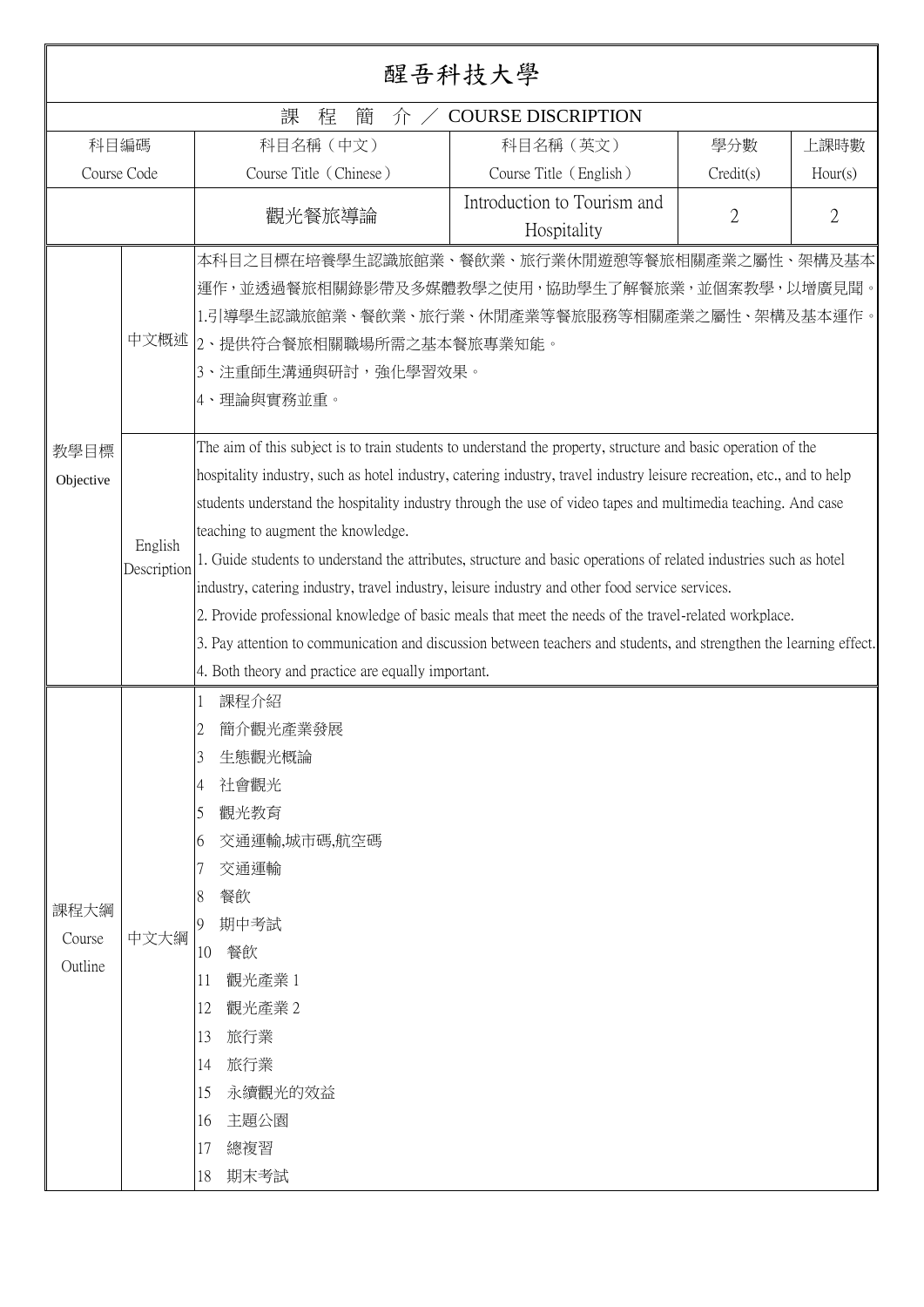# 醒吾科技大學

## 課　程　簡　介 ／ COURSE DISCRIPTION

| 科目編碼 Course Code | 科目名稱（中文） Course Title（Chinese） | 科目名稱（英文） Course Title（English） | 學分數 Credit(s) | 上課時數 Hour(s) |
|---|---|---|---|---|
| | 觀光餐旅導論 | Introduction to Tourism and Hospitality | 2 | 2 |

| | | |
|---|---|---|
| 教學目標 Objective | 中文概述 | 本科目之目標在培養學生認識旅館業、餐飲業、旅行業休閒遊憩等餐旅相關產業之屬性、架構及基本運作，並透過餐旅相關錄影帶及多媒體教學之使用，協助學生了解餐旅業，並個案教學，以增廣見聞。<br>1.引導學生認識旅館業、餐飲業、旅行業、休閒產業等餐旅服務等相關產業之屬性、架構及基本運作。<br>2、提供符合餐旅相關職場所需之基本餐旅專業知能。<br>3、注重師生溝通與研討，強化學習效果。<br>4、理論與實務並重。 |
| | English Description | The aim of this subject is to train students to understand the property, structure and basic operation of the hospitality industry, such as hotel industry, catering industry, travel industry leisure recreation, etc., and to help students understand the hospitality industry through the use of video tapes and multimedia teaching. And case teaching to augment the knowledge.<br>1. Guide students to understand the attributes, structure and basic operations of related industries such as hotel industry, catering industry, travel industry, leisure industry and other food service services.<br>2. Provide professional knowledge of basic meals that meet the needs of the travel-related workplace.<br>3. Pay attention to communication and discussion between teachers and students, and strengthen the learning effect.<br>4. Both theory and practice are equally important. |
| 課程大綱 Course Outline | 中文大綱 | 1 課程介紹<br>2 簡介觀光產業發展<br>3 生態觀光概論<br>4 社會觀光<br>5 觀光教育<br>6 交通運輸,城市碼,航空碼<br>7 交通運輸<br>8 餐飲<br>9 期中考試<br>10 餐飲<br>11 觀光產業 1<br>12 觀光產業 2<br>13 旅行業<br>14 旅行業<br>15 永續觀光的效益<br>16 主題公園<br>17 總複習<br>18 期末考試 |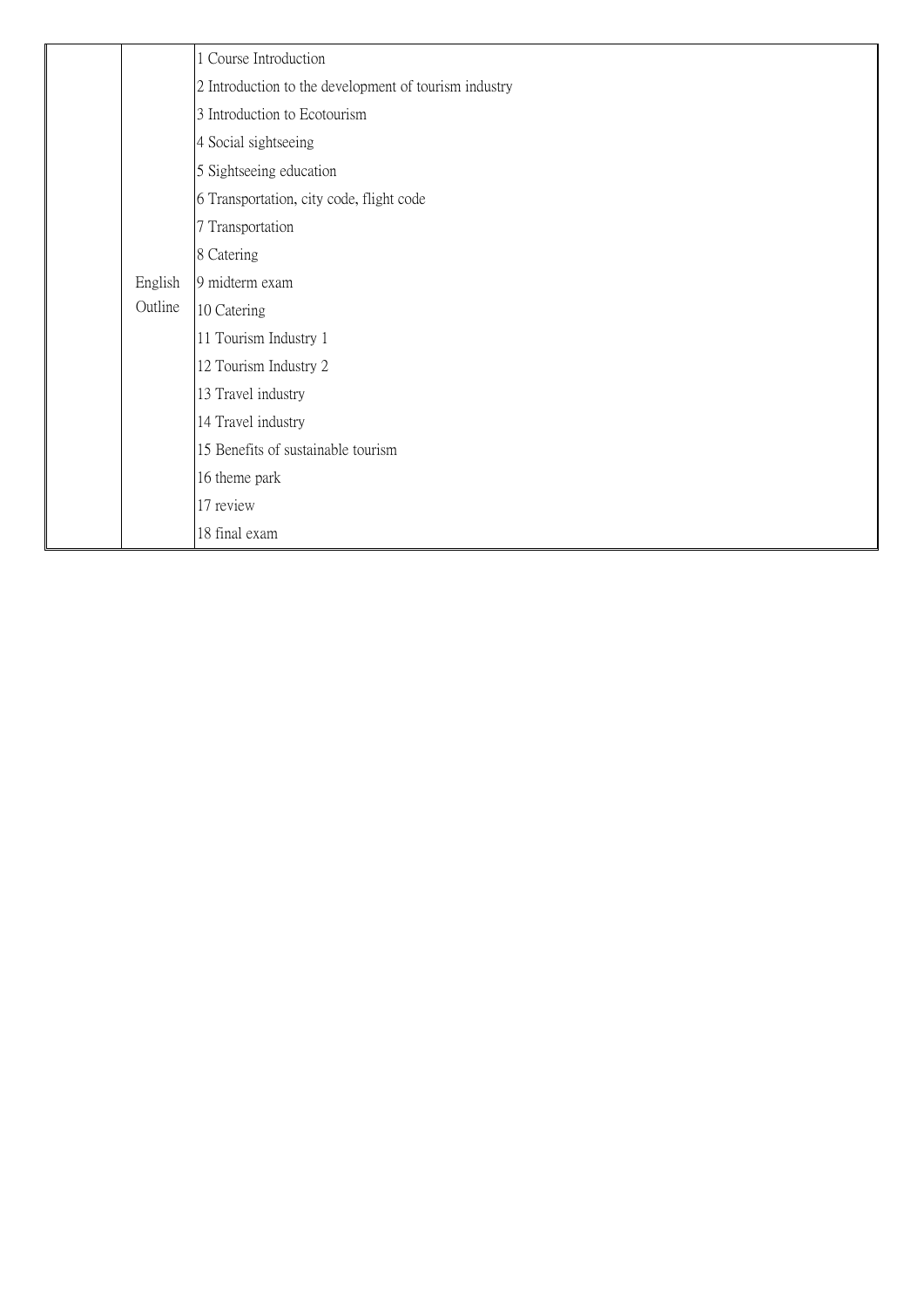| | | |
|---|---|---|
| | English Outline | 1 Course Introduction<br>2 Introduction to the development of tourism industry<br>3 Introduction to Ecotourism<br>4 Social sightseeing<br>5 Sightseeing education<br>6 Transportation, city code, flight code<br>7 Transportation<br>8 Catering<br>9 midterm exam<br>10 Catering<br>11 Tourism Industry 1<br>12 Tourism Industry 2<br>13 Travel industry<br>14 Travel industry<br>15 Benefits of sustainable tourism<br>16 theme park<br>17 review<br>18 final exam |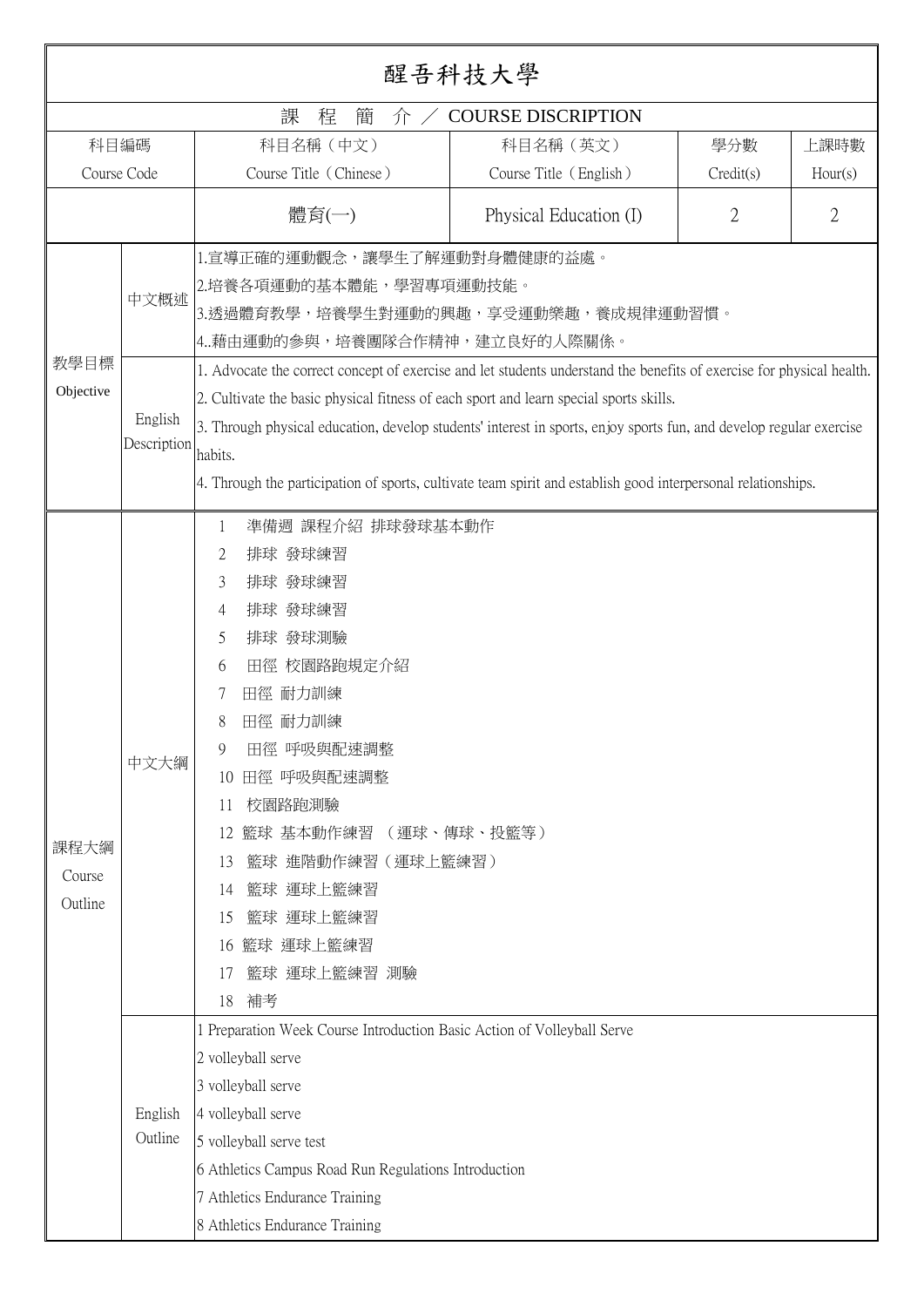# 醒吾科技大學

## 課 程 簡 介 ／ COURSE DISCRIPTION

| 科目編碼<br>Course Code | 科目名稱（中文）<br>Course Title（Chinese） | 科目名稱（英文）<br>Course Title（English） | 學分數<br>Credit(s) | 上課時數<br>Hour(s) |
|---|---|---|---|---|
| | 體育(一) | Physical Education (I) | 2 | 2 |

| | | |
|---|---|---|
| 教學目標<br>Objective | 中文概述 | 1.宣導正確的運動觀念，讓學生了解運動對身體健康的益處。<br>2.培養各項運動的基本體能，學習專項運動技能。<br>3.透過體育教學，培養學生對運動的興趣，享受運動樂趣，養成規律運動習慣。<br>4..藉由運動的參與，培養團隊合作精神，建立良好的人際關係。 |
| | English Description | 1. Advocate the correct concept of exercise and let students understand the benefits of exercise for physical health.<br>2. Cultivate the basic physical fitness of each sport and learn special sports skills.<br>3. Through physical education, develop students' interest in sports, enjoy sports fun, and develop regular exercise habits.<br>4. Through the participation of sports, cultivate team spirit and establish good interpersonal relationships. |
| 課程大綱<br>Course Outline | 中文大綱 | 1　準備週 課程介紹 排球發球基本動作<br>2　排球 發球練習<br>3　排球 發球練習<br>4　排球 發球練習<br>5　排球 發球測驗<br>6　田徑 校園路跑規定介紹<br>7　田徑 耐力訓練<br>8　田徑 耐力訓練<br>9　田徑 呼吸與配速調整<br>10 田徑 呼吸與配速調整<br>11　校園路跑測驗<br>12 籃球 基本動作練習 （運球、傳球、投籃等）<br>13　籃球 進階動作練習（運球上籃練習）<br>14　籃球 運球上籃練習<br>15　籃球 運球上籃練習<br>16 籃球 運球上籃練習<br>17　籃球 運球上籃練習 測驗<br>18　補考 |
| | English Outline | 1 Preparation Week Course Introduction Basic Action of Volleyball Serve<br>2 volleyball serve<br>3 volleyball serve<br>4 volleyball serve<br>5 volleyball serve test<br>6 Athletics Campus Road Run Regulations Introduction<br>7 Athletics Endurance Training<br>8 Athletics Endurance Training |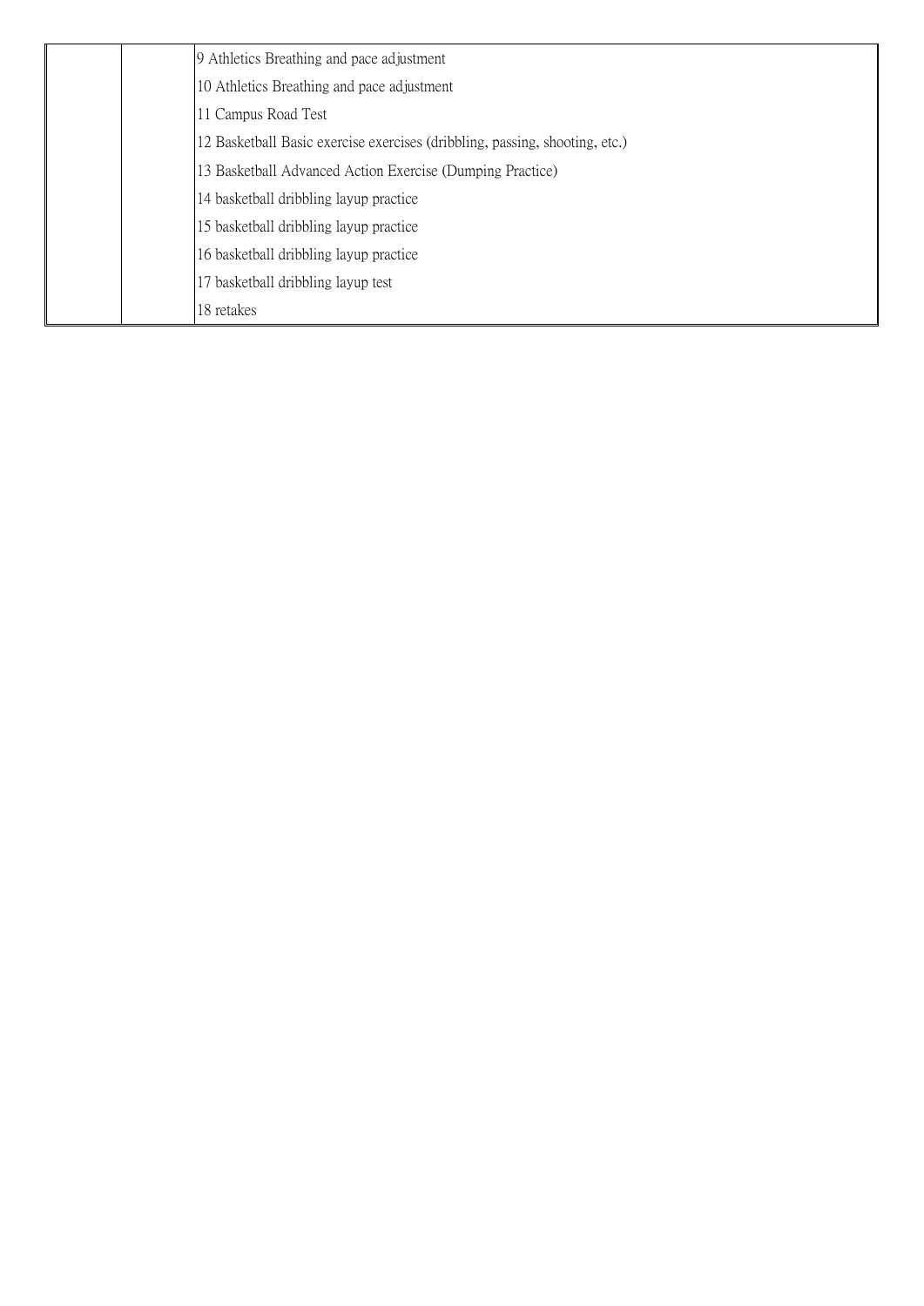| | | |
|---|---|---|
| | | 9 Athletics Breathing and pace adjustment |
| | | 10 Athletics Breathing and pace adjustment |
| | | 11 Campus Road Test |
| | | 12 Basketball Basic exercise exercises (dribbling, passing, shooting, etc.) |
| | | 13 Basketball Advanced Action Exercise (Dumping Practice) |
| | | 14 basketball dribbling layup practice |
| | | 15 basketball dribbling layup practice |
| | | 16 basketball dribbling layup practice |
| | | 17 basketball dribbling layup test |
| | | 18 retakes |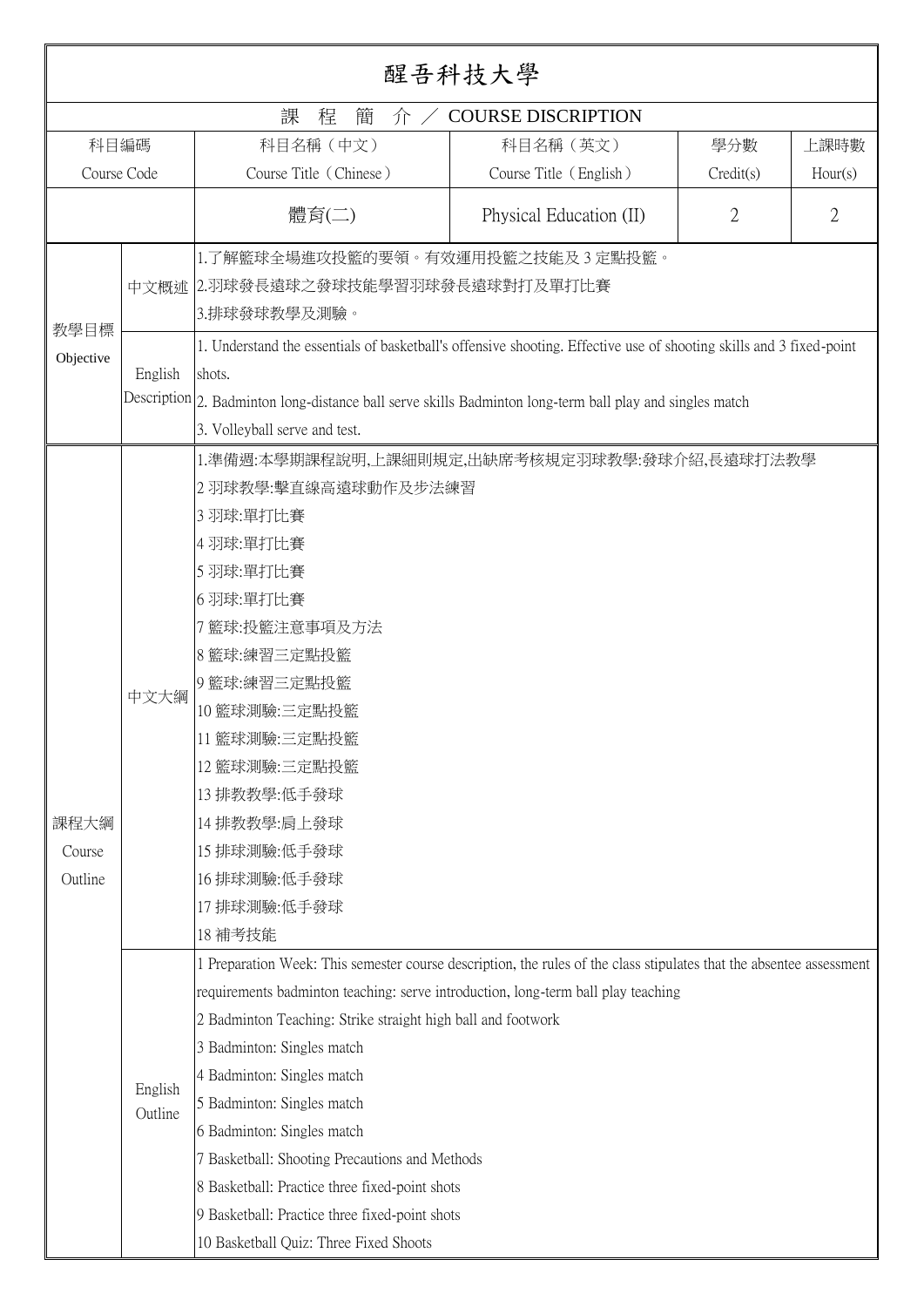# 醒吾科技大學

## 課 程 簡 介 ／ COURSE DISCRIPTION

| 科目編碼 Course Code | 科目名稱（中文） Course Title（Chinese） | 科目名稱（英文） Course Title（English） | 學分數 Credit(s) | 上課時數 Hour(s) |
|---|---|---|---|---|
| | 體育(二) | Physical Education (II) | 2 | 2 |

| | | |
|---|---|---|
| 教學目標 Objective | 中文概述 | 1.了解籃球全場進攻投籃的要領。有效運用投籃之技能及 3 定點投籃。<br>2.羽球發長遠球之發球技能學習羽球發長遠球對打及單打比賽<br>3.排球發球教學及測驗。 |
| | English Description | 1. Understand the essentials of basketball's offensive shooting. Effective use of shooting skills and 3 fixed-point shots.<br>2. Badminton long-distance ball serve skills Badminton long-term ball play and singles match<br>3. Volleyball serve and test. |
| 課程大綱 Course Outline | 中文大綱 | 1.準備週:本學期課程說明,上課細則規定,出缺席考核規定羽球教學:發球介紹,長遠球打法教學<br>2 羽球教學:擊直線高遠球動作及步法練習<br>3 羽球:單打比賽<br>4 羽球:單打比賽<br>5 羽球:單打比賽<br>6 羽球:單打比賽<br>7 籃球:投籃注意事項及方法<br>8 籃球:練習三定點投籃<br>9 籃球:練習三定點投籃<br>10 籃球測驗:三定點投籃<br>11 籃球測驗:三定點投籃<br>12 籃球測驗:三定點投籃<br>13 排教教學:低手發球<br>14 排教教學:肩上發球<br>15 排球測驗:低手發球<br>16 排球測驗:低手發球<br>17 排球測驗:低手發球<br>18 補考技能 |
| | English Outline | 1 Preparation Week: This semester course description, the rules of the class stipulates that the absentee assessment requirements badminton teaching: serve introduction, long-term ball play teaching<br>2 Badminton Teaching: Strike straight high ball and footwork<br>3 Badminton: Singles match<br>4 Badminton: Singles match<br>5 Badminton: Singles match<br>6 Badminton: Singles match<br>7 Basketball: Shooting Precautions and Methods<br>8 Basketball: Practice three fixed-point shots<br>9 Basketball: Practice three fixed-point shots<br>10 Basketball Quiz: Three Fixed Shoots |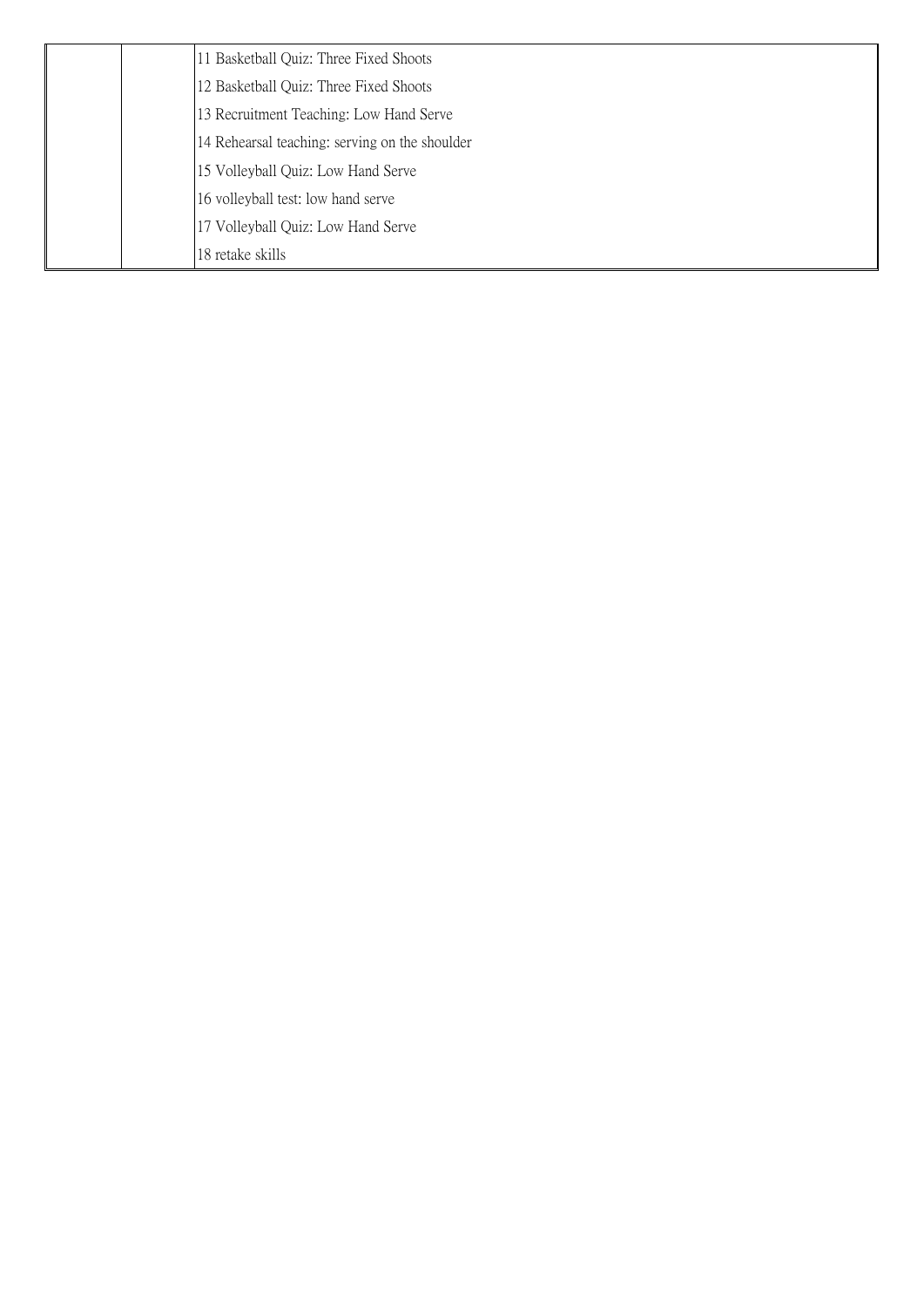| | | |
|---|---|---|
| | | 11 Basketball Quiz: Three Fixed Shoots |
| | | 12 Basketball Quiz: Three Fixed Shoots |
| | | 13 Recruitment Teaching: Low Hand Serve |
| | | 14 Rehearsal teaching: serving on the shoulder |
| | | 15 Volleyball Quiz: Low Hand Serve |
| | | 16 volleyball test: low hand serve |
| | | 17 Volleyball Quiz: Low Hand Serve |
| | | 18 retake skills |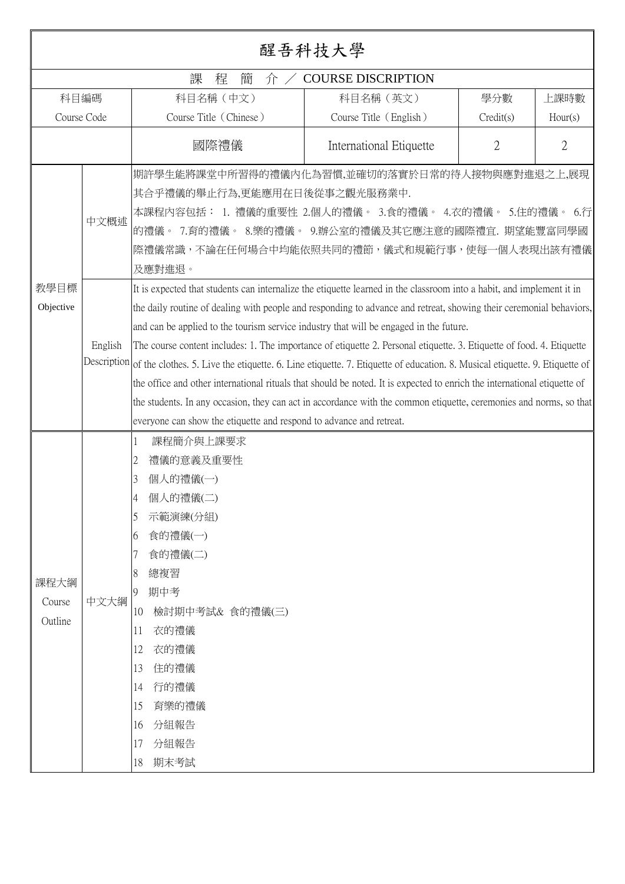# 醒吾科技大學

| 課 程 簡 介 ／ COURSE DISCRIPTION | | | | | |
|---|---|---|---|---|---|
| 科目編碼<br>Course Code | 科目名稱（中文）<br>Course Title（Chinese） | 科目名稱（英文）<br>Course Title（English） | 學分數<br>Credit(s) | 上課時數<br>Hour(s) |
| | 國際禮儀 | International Etiquette | 2 | 2 |

| | | |
|---|---|---|
| 教學目標<br>Objective | 中文概述 | 期許學生能將課堂中所習得的禮儀內化為習慣,並確切的落實於日常的待人接物與應對進退之上,展現其合乎禮儀的舉止行為,更能應用在日後從事之觀光服務業中.<br>本課程內容包括： 1. 禮儀的重要性 2.個人的禮儀。 3.食的禮儀。 4.衣的禮儀。 5.住的禮儀。 6.行的禮儀。 7.育的禮儀。 8.樂的禮儀。 9.辦公室的禮儀及其它應注意的國際禮宜. 期望能豐富同學國際禮儀常識，不論在任何場合中均能依照共同的禮節，儀式和規範行事，使每一個人表現出該有禮儀及應對進退。 |
| | English Description | It is expected that students can internalize the etiquette learned in the classroom into a habit, and implement it in the daily routine of dealing with people and responding to advance and retreat, showing their ceremonial behaviors, and can be applied to the tourism service industry that will be engaged in the future.<br>The course content includes: 1. The importance of etiquette 2. Personal etiquette. 3. Etiquette of food. 4. Etiquette of the clothes. 5. Live the etiquette. 6. Line etiquette. 7. Etiquette of education. 8. Musical etiquette. 9. Etiquette of the office and other international rituals that should be noted. It is expected to enrich the international etiquette of the students. In any occasion, they can act in accordance with the common etiquette, ceremonies and norms, so that everyone can show the etiquette and respond to advance and retreat. |
| 課程大綱<br>Course Outline | 中文大綱 | 1 課程簡介與上課要求<br>2 禮儀的意義及重要性<br>3 個人的禮儀(一)<br>4 個人的禮儀(二)<br>5 示範演練(分組)<br>6 食的禮儀(一)<br>7 食的禮儀(二)<br>8 總複習<br>9 期中考<br>10 檢討期中考試& 食的禮儀(三)<br>11 衣的禮儀<br>12 衣的禮儀<br>13 住的禮儀<br>14 行的禮儀<br>15 育樂的禮儀<br>16 分組報告<br>17 分組報告<br>18 期末考試 |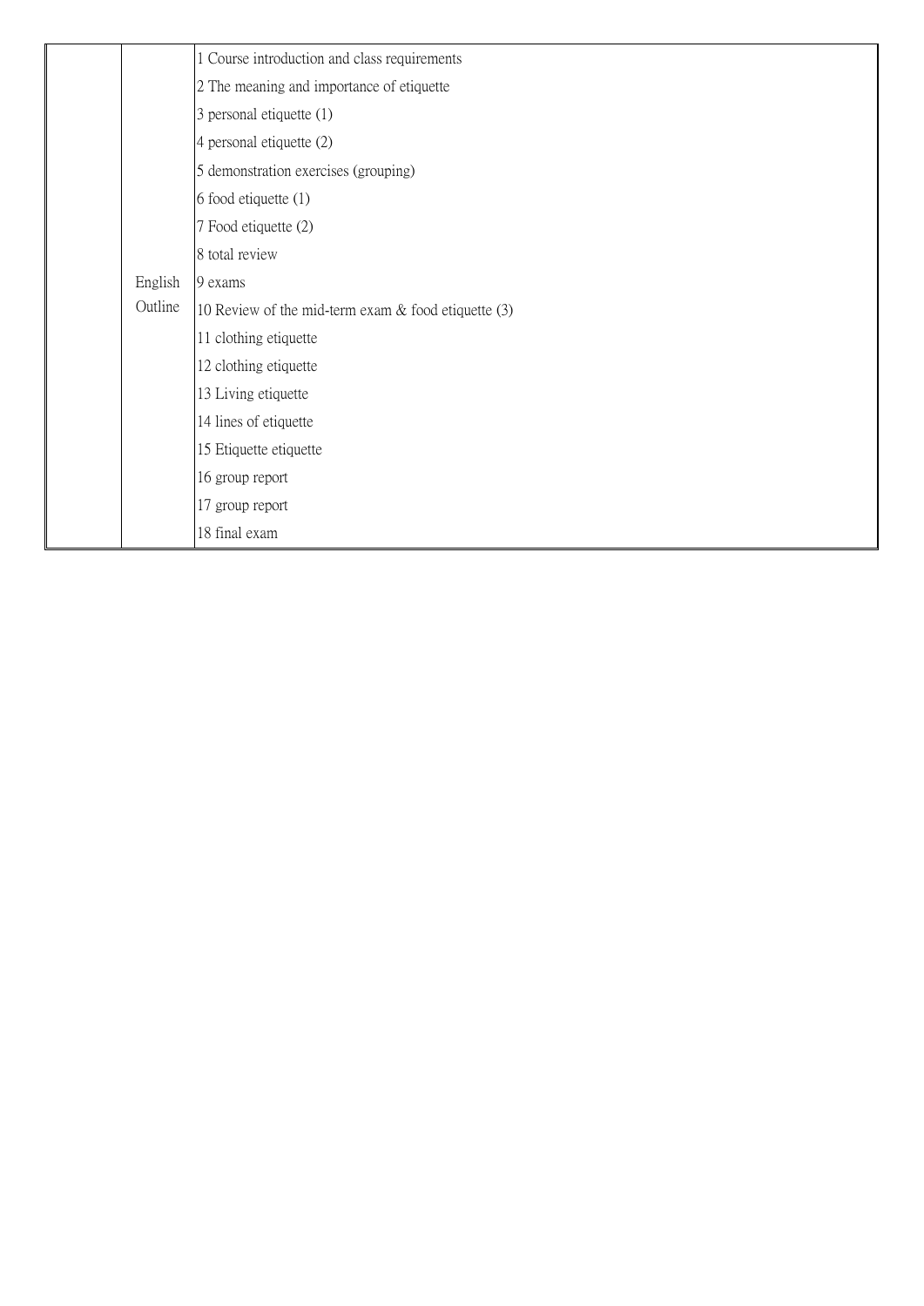|  |  |  |
|---|---|---|
|  | English Outline | 1 Course introduction and class requirements<br>2 The meaning and importance of etiquette<br>3 personal etiquette (1)<br>4 personal etiquette (2)<br>5 demonstration exercises (grouping)<br>6 food etiquette (1)<br>7 Food etiquette (2)<br>8 total review<br>9 exams<br>10 Review of the mid-term exam & food etiquette (3)<br>11 clothing etiquette<br>12 clothing etiquette<br>13 Living etiquette<br>14 lines of etiquette<br>15 Etiquette etiquette<br>16 group report<br>17 group report<br>18 final exam |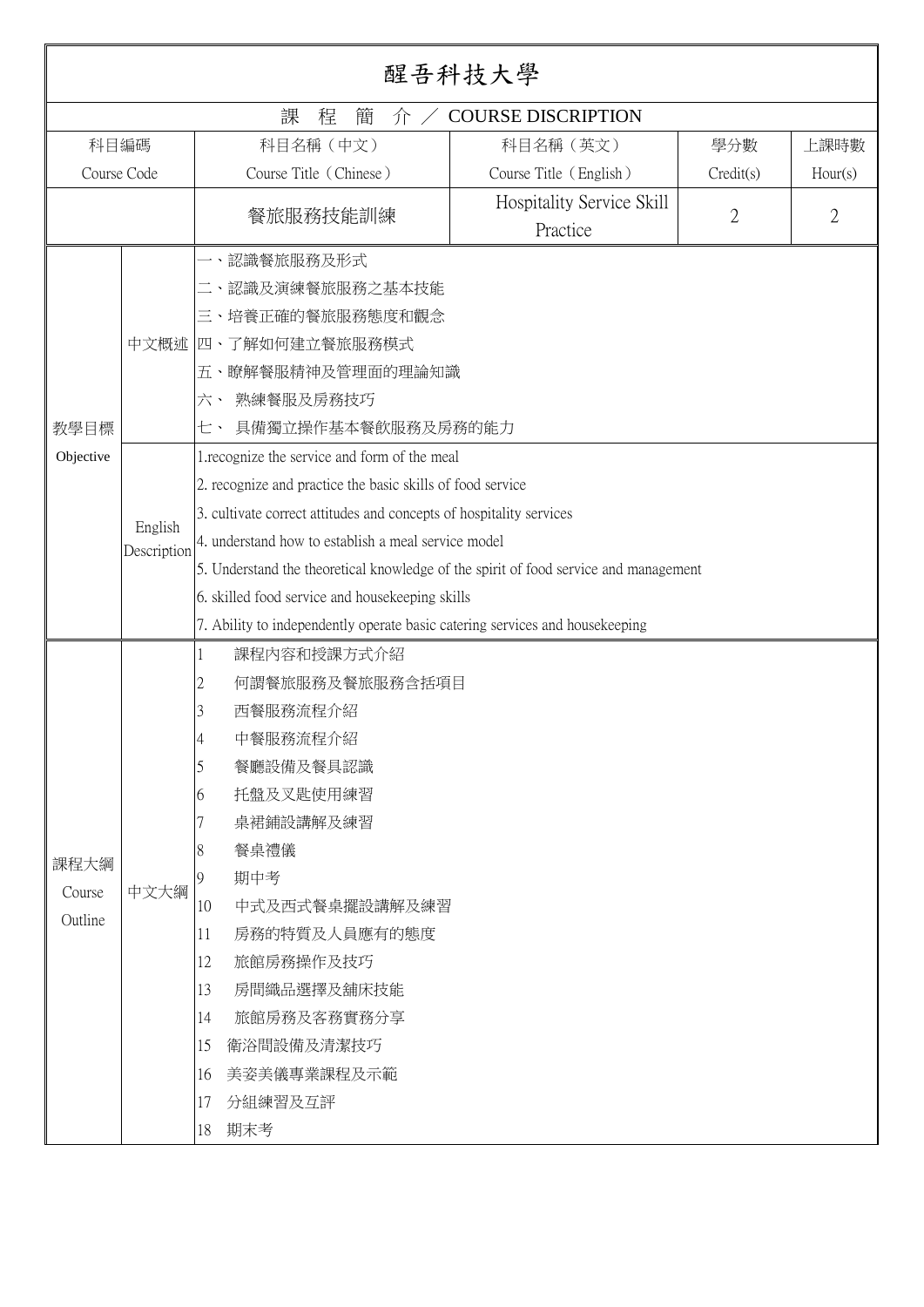# 醒吾科技大學

## 課 程 簡 介 ／ COURSE DISCRIPTION

| 科目編碼<br>Course Code | 科目名稱（中文）<br>Course Title（Chinese） | 科目名稱（英文）<br>Course Title（English） | 學分數<br>Credit(s) | 上課時數<br>Hour(s) |
|---|---|---|---|---|
| | 餐旅服務技能訓練 | Hospitality Service Skill Practice | 2 | 2 |

| 教學目標<br>Objective | | |
|---|---|---|
| | 中文概述 | 一、認識餐旅服務及形式<br>二、認識及演練餐旅服務之基本技能<br>三、培養正確的餐旅服務態度和觀念<br>四、了解如何建立餐旅服務模式<br>五、瞭解餐服精神及管理面的理論知識<br>六、 熟練餐服及房務技巧<br>七、 具備獨立操作基本餐飲服務及房務的能力 |
| | English Description | 1.recognize the service and form of the meal<br>2. recognize and practice the basic skills of food service<br>3. cultivate correct attitudes and concepts of hospitality services<br>4. understand how to establish a meal service model<br>5. Understand the theoretical knowledge of the spirit of food service and management<br>6. skilled food service and housekeeping skills<br>7. Ability to independently operate basic catering services and housekeeping |

| 課程大綱<br>Course Outline | | |
|---|---|---|
| | 中文大綱 | 1 課程內容和授課方式介紹<br>2 何謂餐旅服務及餐旅服務含括項目<br>3 西餐服務流程介紹<br>4 中餐服務流程介紹<br>5 餐廳設備及餐具認識<br>6 托盤及叉匙使用練習<br>7 桌裙鋪設講解及練習<br>8 餐桌禮儀<br>9 期中考<br>10 中式及西式餐桌擺設講解及練習<br>11 房務的特質及人員應有的態度<br>12 旅館房務操作及技巧<br>13 房間織品選擇及舖床技能<br>14 旅館房務及客務實務分享<br>15 衛浴間設備及清潔技巧<br>16 美姿美儀專業課程及示範<br>17 分組練習及互評<br>18 期末考 |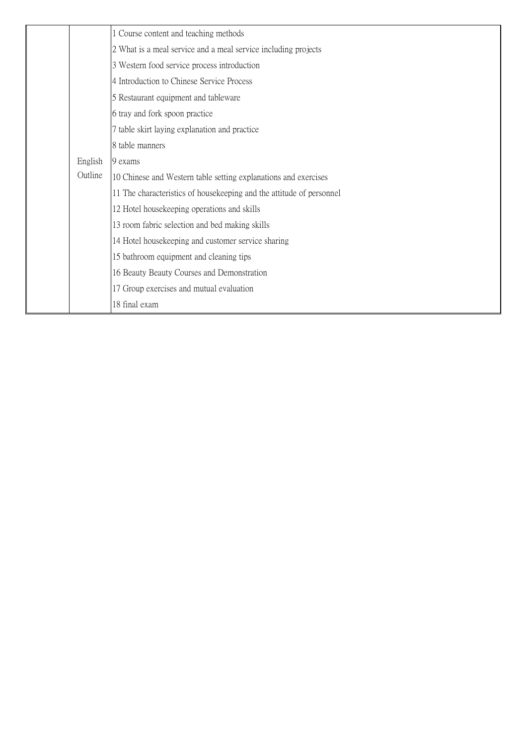|  |  |  |
| --- | --- | --- |
|  | English Outline | 1 Course content and teaching methods |
|  |  | 2 What is a meal service and a meal service including projects |
|  |  | 3 Western food service process introduction |
|  |  | 4 Introduction to Chinese Service Process |
|  |  | 5 Restaurant equipment and tableware |
|  |  | 6 tray and fork spoon practice |
|  |  | 7 table skirt laying explanation and practice |
|  |  | 8 table manners |
|  |  | 9 exams |
|  |  | 10 Chinese and Western table setting explanations and exercises |
|  |  | 11 The characteristics of housekeeping and the attitude of personnel |
|  |  | 12 Hotel housekeeping operations and skills |
|  |  | 13 room fabric selection and bed making skills |
|  |  | 14 Hotel housekeeping and customer service sharing |
|  |  | 15 bathroom equipment and cleaning tips |
|  |  | 16 Beauty Beauty Courses and Demonstration |
|  |  | 17 Group exercises and mutual evaluation |
|  |  | 18 final exam |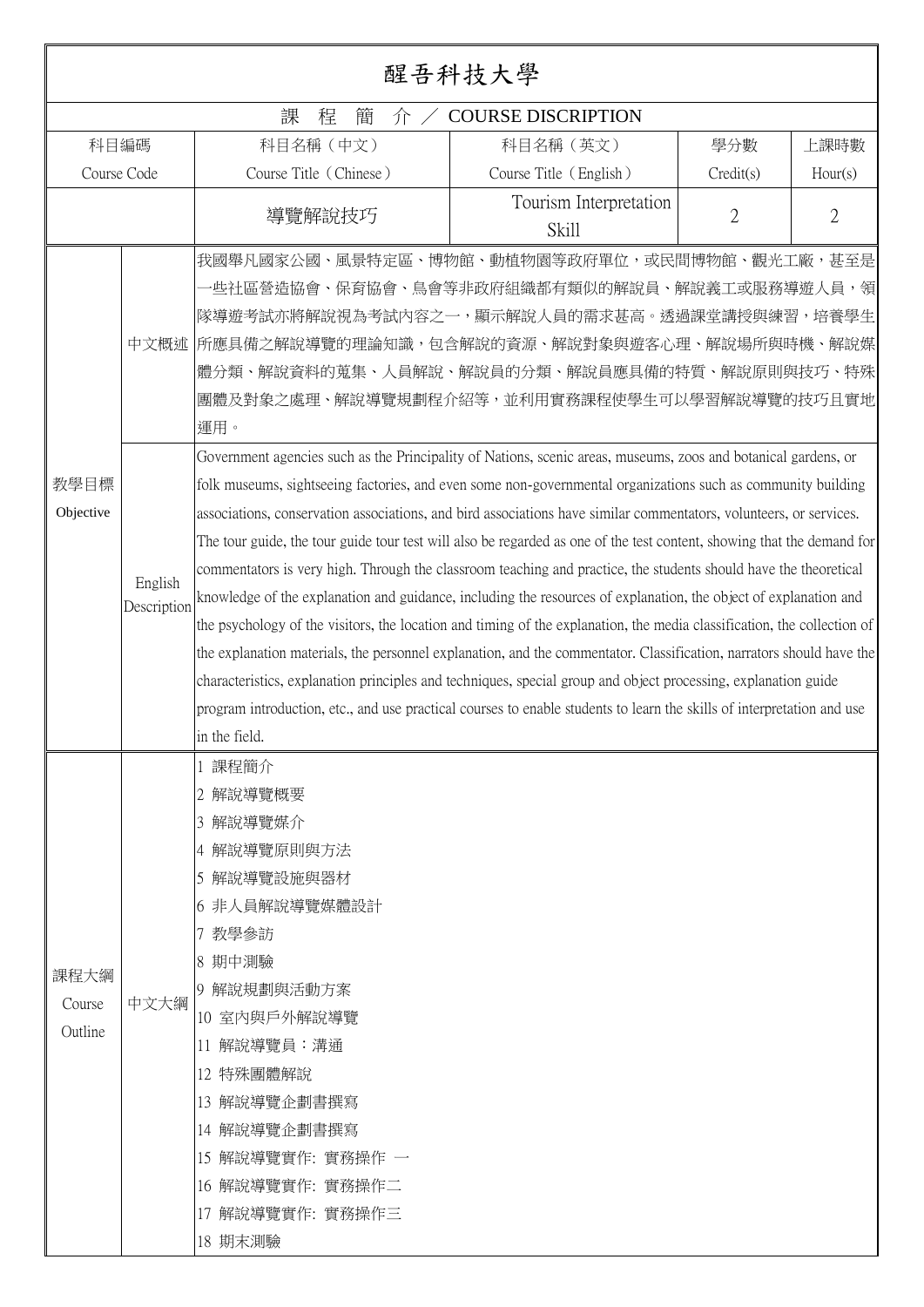# 醒吾科技大學

## 課 程 簡 介 ／ COURSE DISCRIPTION

| 科目編碼<br>Course Code | 科目名稱（中文）<br>Course Title（Chinese） | 科目名稱（英文）<br>Course Title（English） | 學分數<br>Credit(s) | 上課時數<br>Hour(s) |
|---|---|---|---|---|
| | 導覽解說技巧 | Tourism Interpretation Skill | 2 | 2 |

| | | |
|---|---|---|
| 教學目標<br>Objective | 中文概述 | 我國舉凡國家公園、風景特定區、博物館、動植物園等政府單位，或民間博物館、觀光工廠，甚至是一些社區營造協會、保育協會、鳥會等非政府組織都有類似的解說員、解說義工或服務導遊人員，領隊導遊考試亦將解說視為考試內容之一，顯示解說人員的需求甚高。透過課堂講授與練習，培養學生所應具備之解說導覽的理論知識，包含解說的資源、解說對象與遊客心理、解說場所與時機、解說媒體分類、解說資料的蒐集、人員解說、解說員的分類、解說員應具備的特質、解說原則與技巧、特殊團體及對象之處理、解說導覽規劃程介紹等，並利用實務課程使學生可以學習解說導覽的技巧且實地運用。 |
| | English Description | Government agencies such as the Principality of Nations, scenic areas, museums, zoos and botanical gardens, or folk museums, sightseeing factories, and even some non-governmental organizations such as community building associations, conservation associations, and bird associations have similar commentators, volunteers, or services. The tour guide, the tour guide tour test will also be regarded as one of the test content, showing that the demand for commentators is very high. Through the classroom teaching and practice, the students should have the theoretical knowledge of the explanation and guidance, including the resources of explanation, the object of explanation and the psychology of the visitors, the location and timing of the explanation, the media classification, the collection of the explanation materials, the personnel explanation, and the commentator. Classification, narrators should have the characteristics, explanation principles and techniques, special group and object processing, explanation guide program introduction, etc., and use practical courses to enable students to learn the skills of interpretation and use in the field. |
| 課程大綱<br>Course Outline | 中文大綱 | 1 課程簡介<br>2 解說導覽概要<br>3 解說導覽媒介<br>4 解說導覽原則與方法<br>5 解說導覽設施與器材<br>6 非人員解說導覽媒體設計<br>7 教學參訪<br>8 期中測驗<br>9 解說規劃與活動方案<br>10 室內與戶外解說導覽<br>11 解說導覽員：溝通<br>12 特殊團體解說<br>13 解說導覽企劃書撰寫<br>14 解說導覽企劃書撰寫<br>15 解說導覽實作: 實務操作 一<br>16 解說導覽實作: 實務操作二<br>17 解說導覽實作: 實務操作三<br>18 期末測驗 |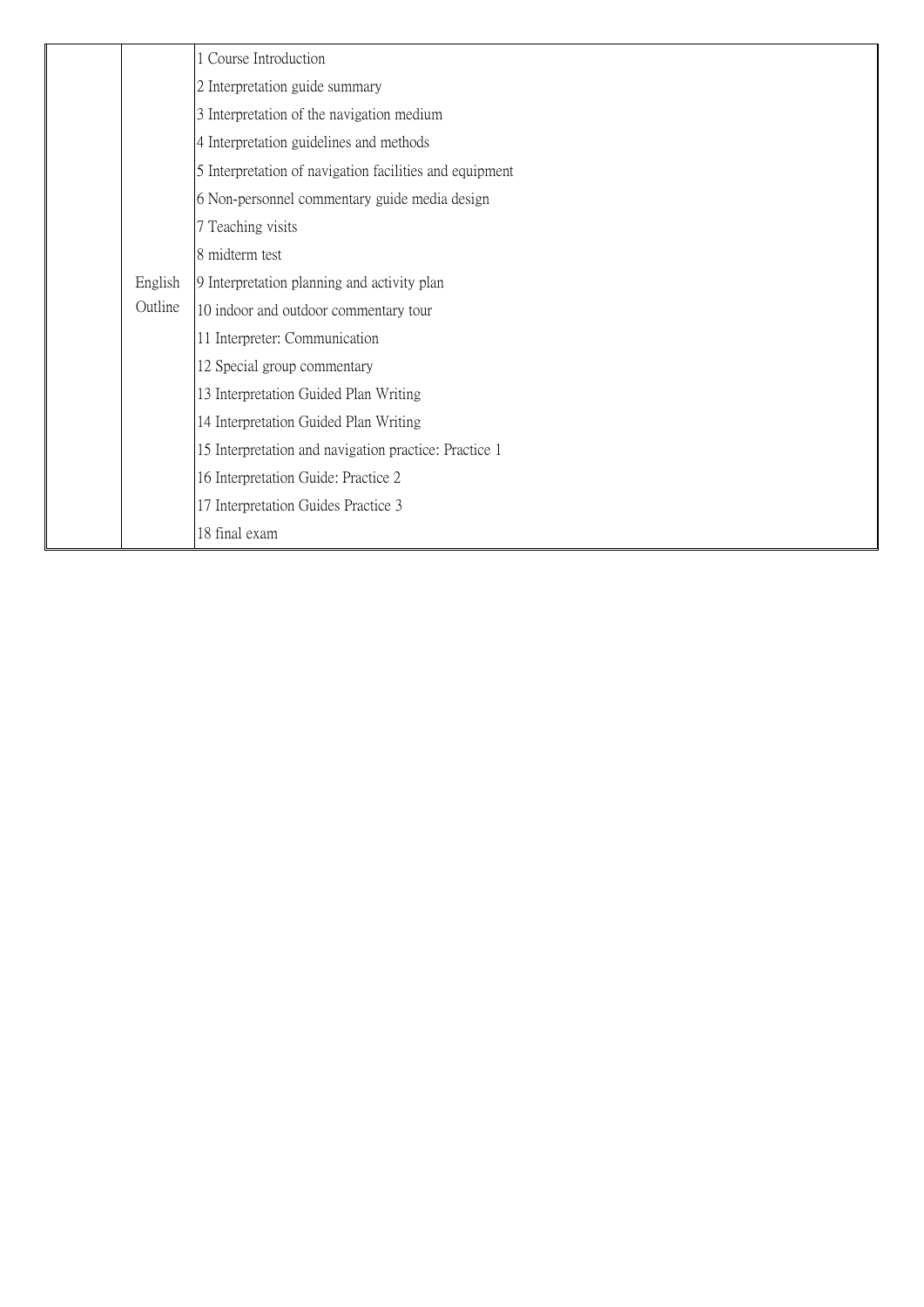| | | |
|---|---|---|
| | English Outline | 1 Course Introduction<br>2 Interpretation guide summary<br>3 Interpretation of the navigation medium<br>4 Interpretation guidelines and methods<br>5 Interpretation of navigation facilities and equipment<br>6 Non-personnel commentary guide media design<br>7 Teaching visits<br>8 midterm test<br>9 Interpretation planning and activity plan<br>10 indoor and outdoor commentary tour<br>11 Interpreter: Communication<br>12 Special group commentary<br>13 Interpretation Guided Plan Writing<br>14 Interpretation Guided Plan Writing<br>15 Interpretation and navigation practice: Practice 1<br>16 Interpretation Guide: Practice 2<br>17 Interpretation Guides Practice 3<br>18 final exam |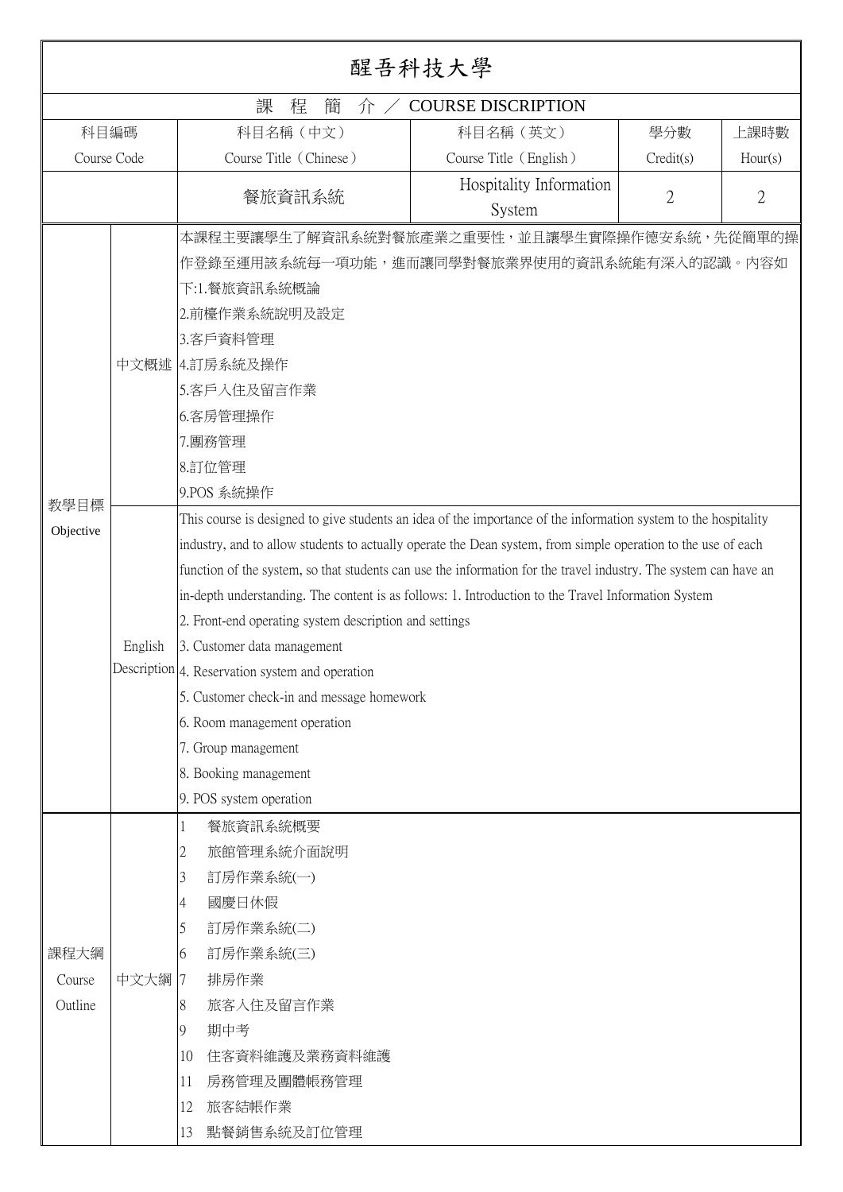# 醒吾科技大學

## 課 程 簡 介 ／ COURSE DISCRIPTION

| 科目編碼<br>Course Code | 科目名稱（中文）<br>Course Title（Chinese） | 科目名稱（英文）<br>Course Title（English） | 學分數<br>Credit(s) | 上課時數<br>Hour(s) |
|---|---|---|---|---|
| | 餐旅資訊系統 | Hospitality Information System | 2 | 2 |

| | | |
|---|---|---|
| 教學目標<br>Objective | 中文概述 | 本課程主要讓學生了解資訊系統對餐旅產業之重要性，並且讓學生實際操作德安系統，先從簡單的操作登錄至運用該系統每一項功能，進而讓同學對餐旅業界使用的資訊系統能有深入的認識。內容如下:1.餐旅資訊系統概論<br>2.前檯作業系統說明及設定<br>3.客戶資料管理<br>4.訂房系統及操作<br>5.客戶入住及留言作業<br>6.客房管理操作<br>7.團務管理<br>8.訂位管理<br>9.POS 系統操作 |
| | English Description | This course is designed to give students an idea of the importance of the information system to the hospitality industry, and to allow students to actually operate the Dean system, from simple operation to the use of each function of the system, so that students can use the information for the travel industry. The system can have an in-depth understanding. The content is as follows: 1. Introduction to the Travel Information System<br>2. Front-end operating system description and settings<br>3. Customer data management<br>4. Reservation system and operation<br>5. Customer check-in and message homework<br>6. Room management operation<br>7. Group management<br>8. Booking management<br>9. POS system operation |
| 課程大綱<br>Course Outline | 中文大綱 | 1 餐旅資訊系統概要<br>2 旅館管理系統介面說明<br>3 訂房作業系統(一)<br>4 國慶日休假<br>5 訂房作業系統(二)<br>6 訂房作業系統(三)<br>7 排房作業<br>8 旅客入住及留言作業<br>9 期中考<br>10 住客資料維護及業務資料維護<br>11 房務管理及團體帳務管理<br>12 旅客結帳作業<br>13 點餐銷售系統及訂位管理 |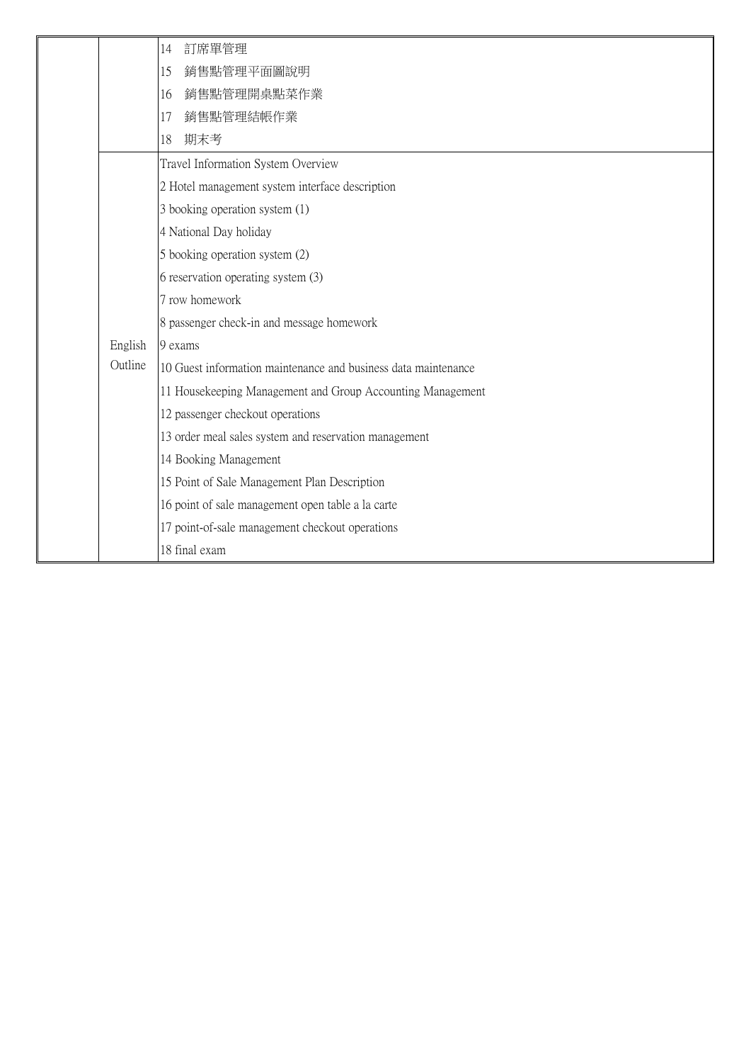| | | |
|---|---|---|
| | | 14 訂席單管理 |
| | | 15 銷售點管理平面圖說明 |
| | | 16 銷售點管理開桌點菜作業 |
| | | 17 銷售點管理結帳作業 |
| | | 18 期末考 |
| | English Outline | Travel Information System Overview |
| | | 2 Hotel management system interface description |
| | | 3 booking operation system (1) |
| | | 4 National Day holiday |
| | | 5 booking operation system (2) |
| | | 6 reservation operating system (3) |
| | | 7 row homework |
| | | 8 passenger check-in and message homework |
| | | 9 exams |
| | | 10 Guest information maintenance and business data maintenance |
| | | 11 Housekeeping Management and Group Accounting Management |
| | | 12 passenger checkout operations |
| | | 13 order meal sales system and reservation management |
| | | 14 Booking Management |
| | | 15 Point of Sale Management Plan Description |
| | | 16 point of sale management open table a la carte |
| | | 17 point-of-sale management checkout operations |
| | | 18 final exam |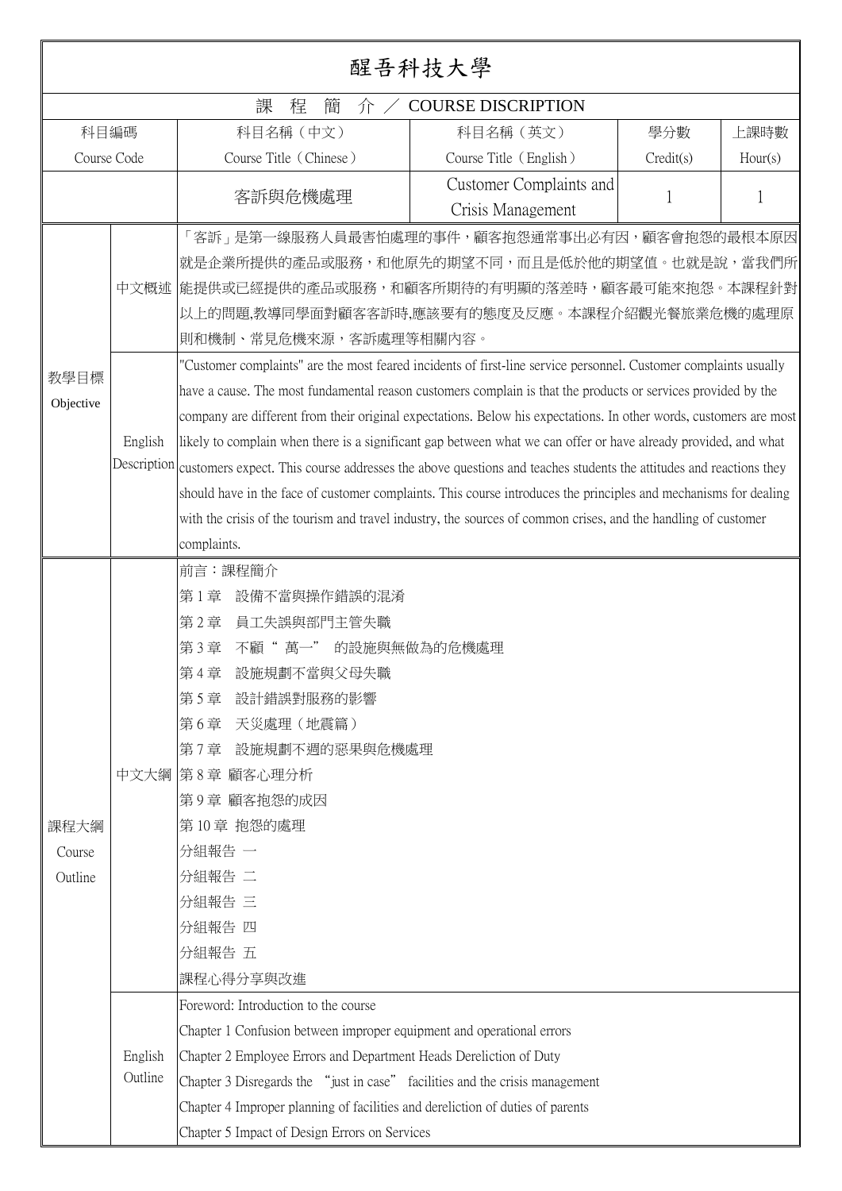# 醒吾科技大學

## 課　程　簡　介 ／ COURSE DISCRIPTION

| 科目編碼<br>Course Code | 科目名稱（中文）<br>Course Title（Chinese） | 科目名稱（英文）<br>Course Title（English） | 學分數<br>Credit(s) | 上課時數<br>Hour(s) |
| --- | --- | --- | --- | --- |
| | 客訴與危機處理 | Customer Complaints and Crisis Management | 1 | 1 |

**教學目標 Objective**

**中文概述**

「客訴」是第一線服務人員最害怕處理的事件，顧客抱怨通常事出必有因，顧客會抱怨的最根本原因就是企業所提供的產品或服務，和他原先的期望不同，而且是低於他的期望值。也就是說，當我們所能提供或已經提供的產品或服務，和顧客所期待的有明顯的落差時，顧客最可能來抱怨。本課程針對以上的問題,教導同學面對顧客客訴時,應該要有的態度及反應。本課程介紹觀光餐旅業危機的處理原則和機制、常見危機來源，客訴處理等相關內容。

**English Description**

"Customer complaints" are the most feared incidents of first-line service personnel. Customer complaints usually have a cause. The most fundamental reason customers complain is that the products or services provided by the company are different from their original expectations. Below his expectations. In other words, customers are most likely to complain when there is a significant gap between what we can offer or have already provided, and what customers expect. This course addresses the above questions and teaches students the attitudes and reactions they should have in the face of customer complaints. This course introduces the principles and mechanisms for dealing with the crisis of the tourism and travel industry, the sources of common crises, and the handling of customer complaints.

**課程大綱 Course Outline**

**中文大綱**

- 前言：課程簡介
- 第 1 章　設備不當與操作錯誤的混淆
- 第 2 章　員工失誤與部門主管失職
- 第 3 章　不顧“ 萬一” 的設施與無做為的危機處理
- 第 4 章　設施規劃不當與父母失職
- 第 5 章　設計錯誤對服務的影響
- 第 6 章　天災處理（地震篇）
- 第 7 章　設施規劃不週的惡果與危機處理
- 第 8 章 顧客心理分析
- 第 9 章 顧客抱怨的成因
- 第 10 章 抱怨的處理
- 分組報告 一
- 分組報告 二
- 分組報告 三
- 分組報告 四
- 分組報告 五
- 課程心得分享與改進

**English Outline**

- Foreword: Introduction to the course
- Chapter 1 Confusion between improper equipment and operational errors
- Chapter 2 Employee Errors and Department Heads Dereliction of Duty
- Chapter 3 Disregards the “just in case” facilities and the crisis management
- Chapter 4 Improper planning of facilities and dereliction of duties of parents
- Chapter 5 Impact of Design Errors on Services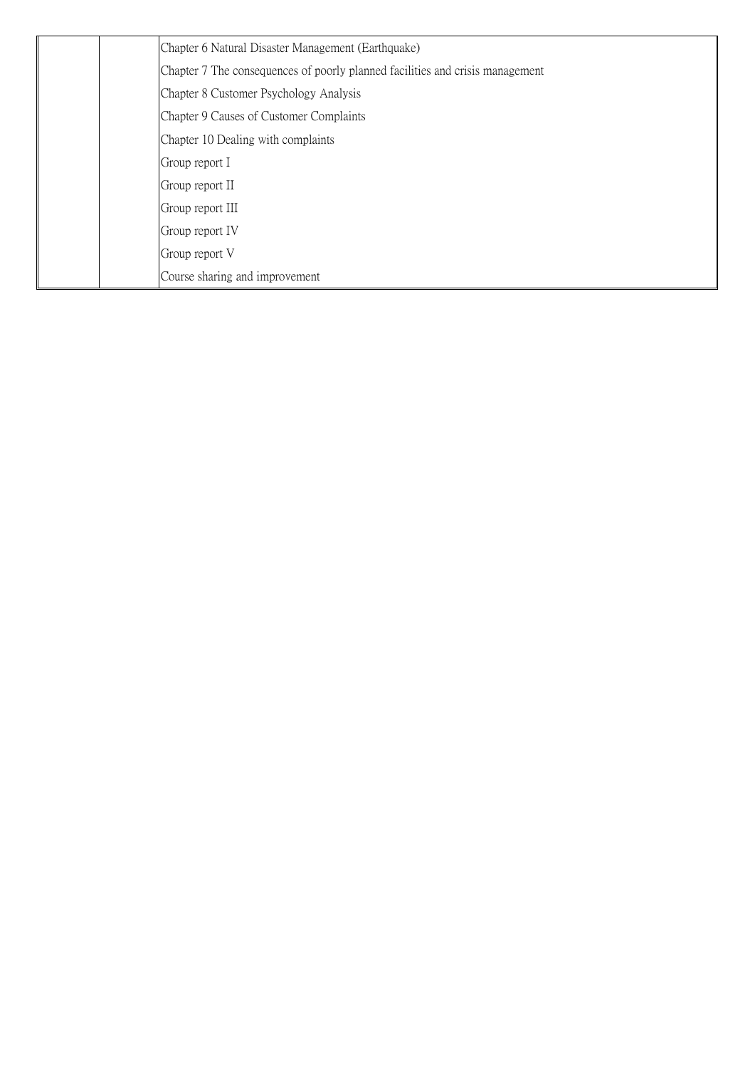| | | |
|---|---|---|
| | | Chapter 6 Natural Disaster Management (Earthquake) |
| | | Chapter 7 The consequences of poorly planned facilities and crisis management |
| | | Chapter 8 Customer Psychology Analysis |
| | | Chapter 9 Causes of Customer Complaints |
| | | Chapter 10 Dealing with complaints |
| | | Group report I |
| | | Group report II |
| | | Group report III |
| | | Group report IV |
| | | Group report V |
| | | Course sharing and improvement |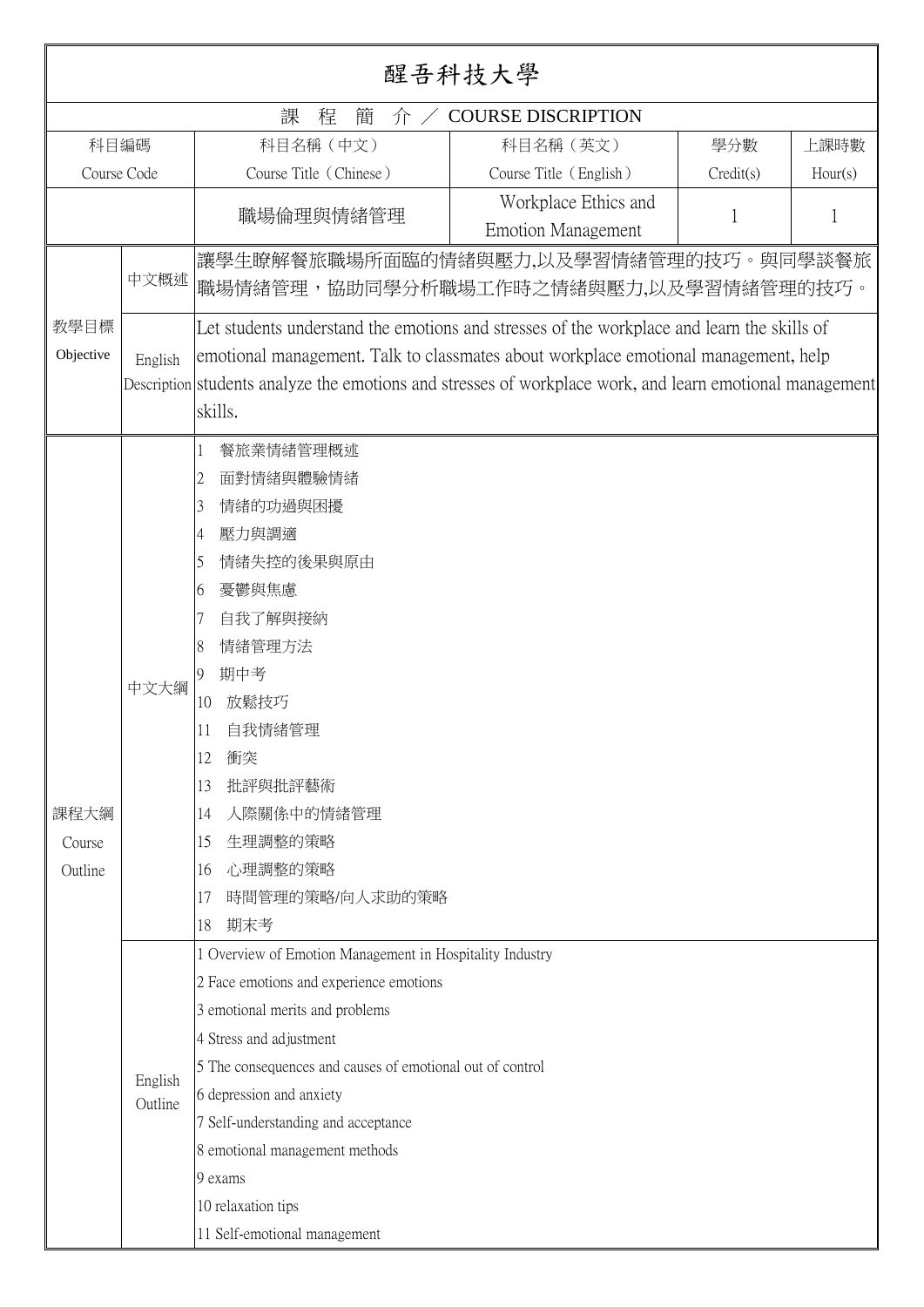# 醒吾科技大學

## 課 程 簡 介 ／ COURSE DISCRIPTION

| 科目編碼<br>Course Code | 科目名稱（中文）<br>Course Title（Chinese） | 科目名稱（英文）<br>Course Title（English） | 學分數<br>Credit(s) | 上課時數<br>Hour(s) |
|---|---|---|---|---|
| | 職場倫理與情緒管理 | Workplace Ethics and Emotion Management | 1 | 1 |

| | | |
|---|---|---|
| 教學目標<br>Objective | 中文概述 | 讓學生瞭解餐旅職場所面臨的情緒與壓力,以及學習情緒管理的技巧。與同學談餐旅職場情緒管理，協助同學分析職場工作時之情緒與壓力,以及學習情緒管理的技巧。 |
| | English Description | Let students understand the emotions and stresses of the workplace and learn the skills of emotional management. Talk to classmates about workplace emotional management, help students analyze the emotions and stresses of workplace work, and learn emotional management skills. |
| 課程大綱<br>Course Outline | 中文大綱 | 1 餐旅業情緒管理概述<br>2 面對情緒與體驗情緒<br>3 情緒的功過與困擾<br>4 壓力與調適<br>5 情緒失控的後果與原由<br>6 憂鬱與焦慮<br>7 自我了解與接納<br>8 情緒管理方法<br>9 期中考<br>10 放鬆技巧<br>11 自我情緒管理<br>12 衝突<br>13 批評與批評藝術<br>14 人際關係中的情緒管理<br>15 生理調整的策略<br>16 心理調整的策略<br>17 時間管理的策略/向人求助的策略<br>18 期末考 |
| | English Outline | 1 Overview of Emotion Management in Hospitality Industry<br>2 Face emotions and experience emotions<br>3 emotional merits and problems<br>4 Stress and adjustment<br>5 The consequences and causes of emotional out of control<br>6 depression and anxiety<br>7 Self-understanding and acceptance<br>8 emotional management methods<br>9 exams<br>10 relaxation tips<br>11 Self-emotional management |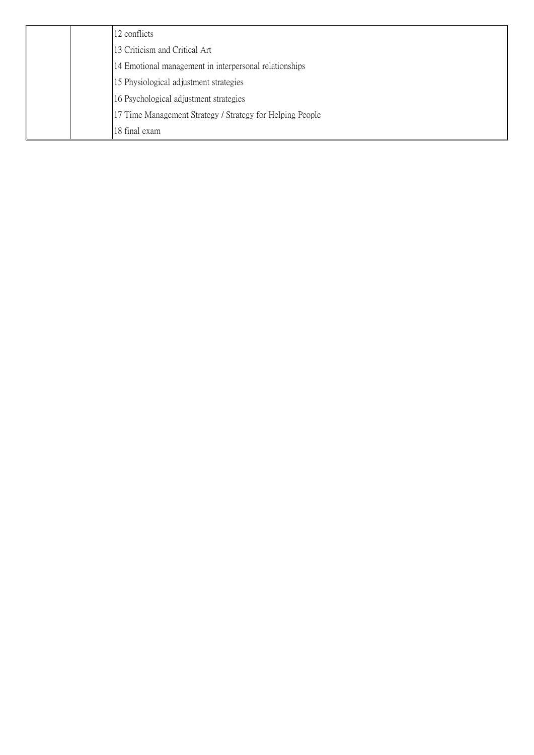| | | |
|---|---|---|
| | | 12 conflicts |
| | | 13 Criticism and Critical Art |
| | | 14 Emotional management in interpersonal relationships |
| | | 15 Physiological adjustment strategies |
| | | 16 Psychological adjustment strategies |
| | | 17 Time Management Strategy / Strategy for Helping People |
| | | 18 final exam |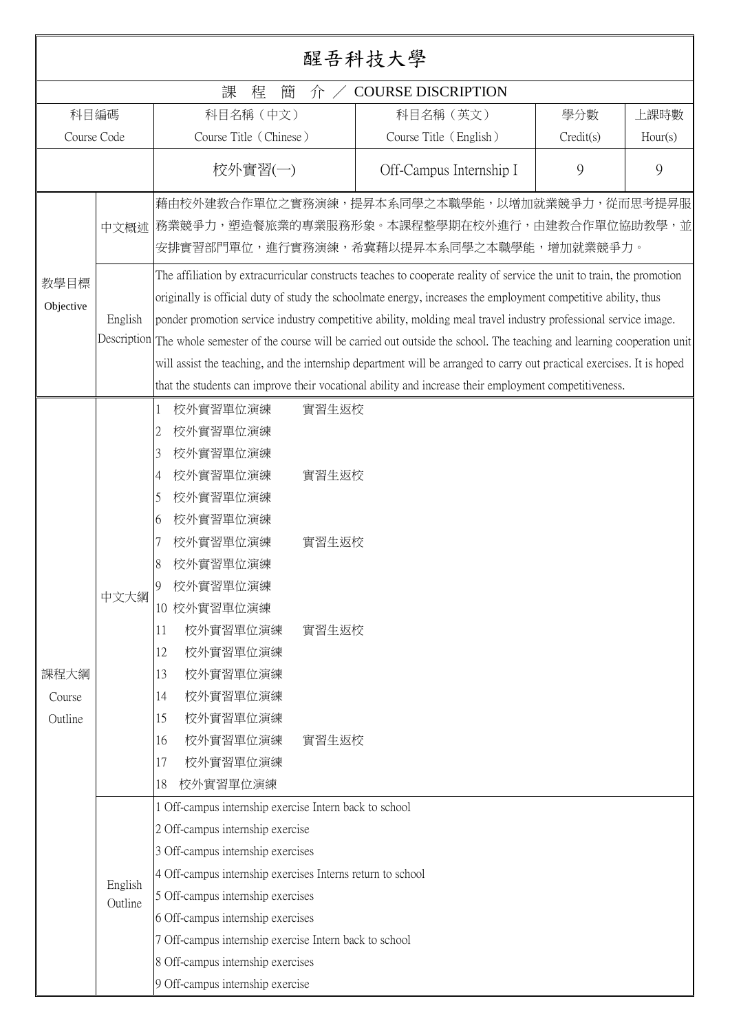# 醒吾科技大學

## 課 程 簡 介 ／ COURSE DISCRIPTION

| 科目編碼 Course Code | 科目名稱（中文） Course Title（Chinese） | 科目名稱（英文） Course Title（English） | 學分數 Credit(s) | 上課時數 Hour(s) |
|---|---|---|---|---|
| | 校外實習(一) | Off-Campus Internship I | 9 | 9 |

**教學目標 Objective**

**中文概述**

藉由校外建教合作單位之實務演練，提昇本系同學之本職學能，以增加就業競爭力，從而思考提昇服務業競爭力，塑造餐旅業的專業服務形象。本課程整學期在校外進行，由建教合作單位協助教學，並安排實習部門單位，進行實務演練，希冀藉以提昇本系同學之本職學能，增加就業競爭力。

**English Description**

The affiliation by extracurricular constructs teaches to cooperate reality of service the unit to train, the promotion originally is official duty of study the schoolmate energy, increases the employment competitive ability, thus ponder promotion service industry competitive ability, molding meal travel industry professional service image. The whole semester of the course will be carried out outside the school. The teaching and learning cooperation unit will assist the teaching, and the internship department will be arranged to carry out practical exercises. It is hoped that the students can improve their vocational ability and increase their employment competitiveness.

**課程大綱 Course Outline**

**中文大綱**

1 校外實習單位演練 實習生返校
2 校外實習單位演練
3 校外實習單位演練
4 校外實習單位演練 實習生返校
5 校外實習單位演練
6 校外實習單位演練
7 校外實習單位演練 實習生返校
8 校外實習單位演練
9 校外實習單位演練
10 校外實習單位演練
11 校外實習單位演練 實習生返校
12 校外實習單位演練
13 校外實習單位演練
14 校外實習單位演練
15 校外實習單位演練
16 校外實習單位演練 實習生返校
17 校外實習單位演練
18 校外實習單位演練

**English Outline**

1 Off-campus internship exercise Intern back to school
2 Off-campus internship exercise
3 Off-campus internship exercises
4 Off-campus internship exercises Interns return to school
5 Off-campus internship exercises
6 Off-campus internship exercises
7 Off-campus internship exercise Intern back to school
8 Off-campus internship exercises
9 Off-campus internship exercise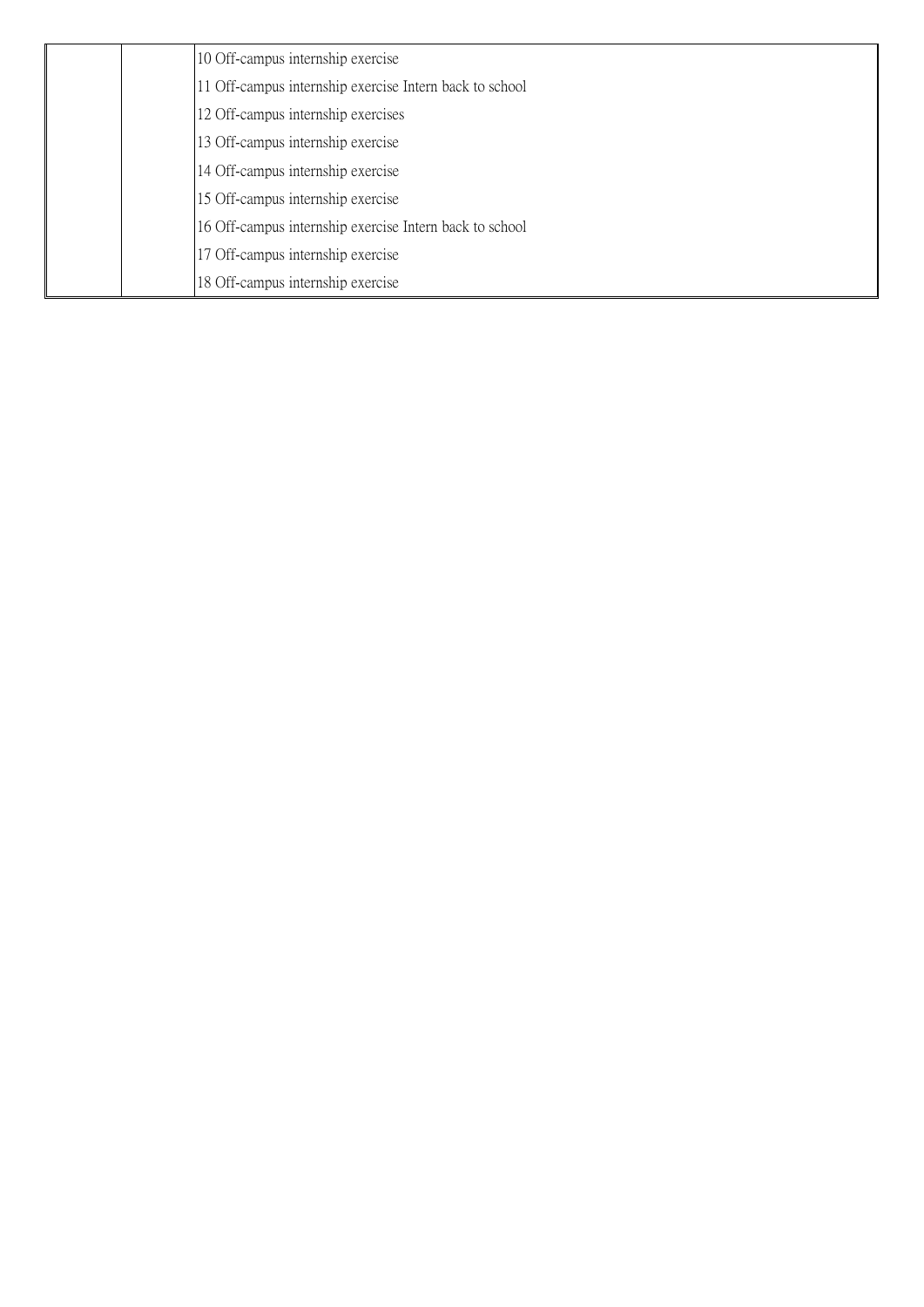| | | |
|---|---|---|
| | | 10 Off-campus internship exercise |
| | | 11 Off-campus internship exercise Intern back to school |
| | | 12 Off-campus internship exercises |
| | | 13 Off-campus internship exercise |
| | | 14 Off-campus internship exercise |
| | | 15 Off-campus internship exercise |
| | | 16 Off-campus internship exercise Intern back to school |
| | | 17 Off-campus internship exercise |
| | | 18 Off-campus internship exercise |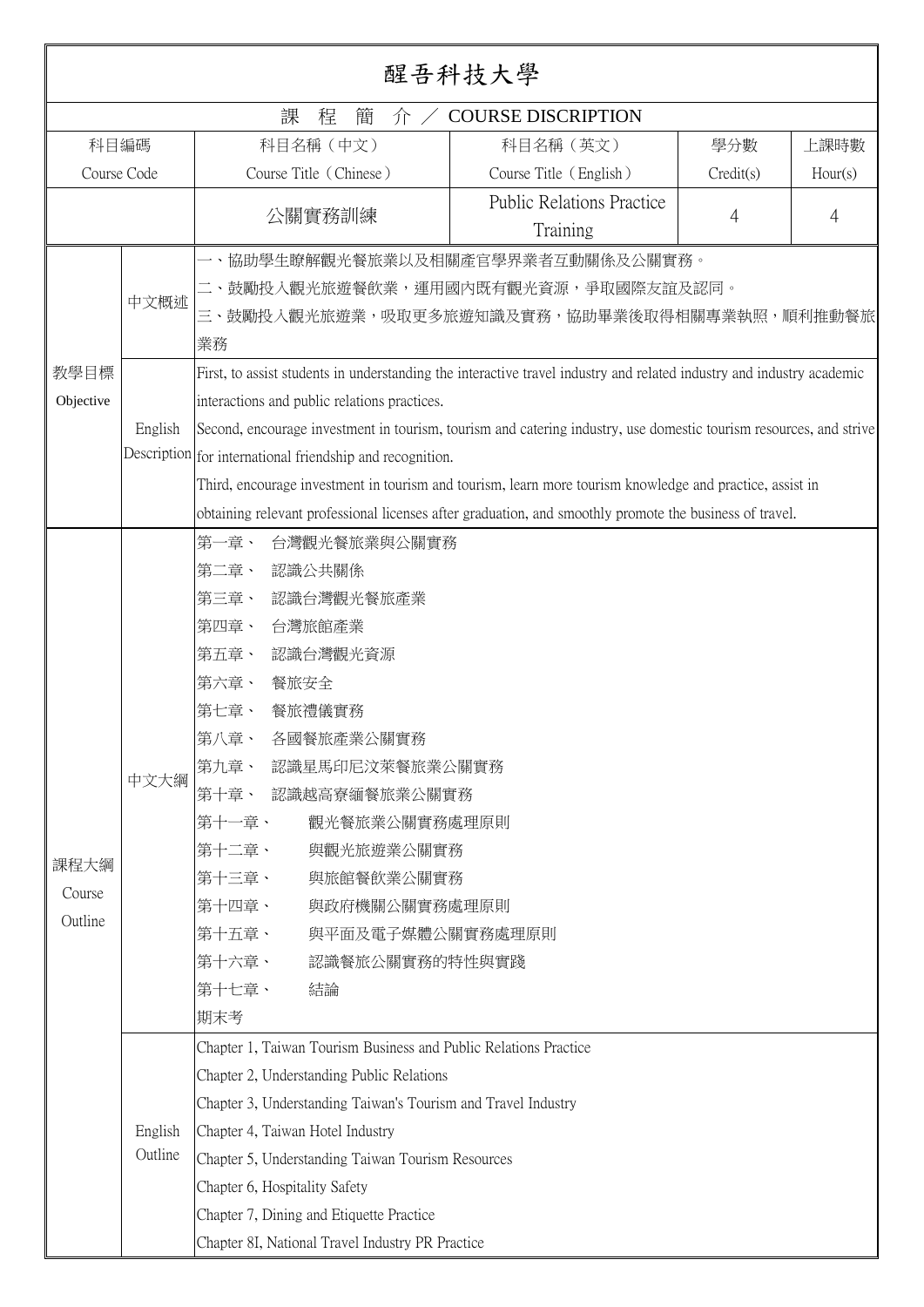# 醒吾科技大學

## 課 程 簡 介 ／ COURSE DISCRIPTION

| 科目編碼<br>Course Code | 科目名稱（中文）<br>Course Title（Chinese） | 科目名稱（英文）<br>Course Title（English） | 學分數<br>Credit(s) | 上課時數<br>Hour(s) |
|---|---|---|---|---|
| | 公關實務訓練 | Public Relations Practice Training | 4 | 4 |

**教學目標 Objective**

**中文概述**

一、協助學生瞭解觀光餐旅業以及相關產官學界業者互動關係及公關實務。

二、鼓勵投入觀光旅遊餐飲業，運用國內既有觀光資源，爭取國際友誼及認同。

三、鼓勵投入觀光旅遊業，吸取更多旅遊知識及實務，協助畢業後取得相關專業執照，順利推動餐旅業務

**English Description**

First, to assist students in understanding the interactive travel industry and related industry and industry academic interactions and public relations practices.

Second, encourage investment in tourism, tourism and catering industry, use domestic tourism resources, and strive for international friendship and recognition.

Third, encourage investment in tourism and tourism, learn more tourism knowledge and practice, assist in obtaining relevant professional licenses after graduation, and smoothly promote the business of travel.

**課程大綱 Course Outline**

**中文大綱**

第一章、 台灣觀光餐旅業與公關實務
第二章、 認識公共關係
第三章、 認識台灣觀光餐旅產業
第四章、 台灣旅館產業
第五章、 認識台灣觀光資源
第六章、 餐旅安全
第七章、 餐旅禮儀實務
第八章、 各國餐旅產業公關實務
第九章、 認識星馬印尼汶萊餐旅業公關實務
第十章、 認識越高寮緬餐旅業公關實務
第十一章、 觀光餐旅業公關實務處理原則
第十二章、 與觀光旅遊業公關實務
第十三章、 與旅館餐飲業公關實務
第十四章、 與政府機關公關實務處理原則
第十五章、 與平面及電子媒體公關實務處理原則
第十六章、 認識餐旅公關實務的特性與實踐
第十七章、 結論
期末考

**English Outline**

Chapter 1, Taiwan Tourism Business and Public Relations Practice
Chapter 2, Understanding Public Relations
Chapter 3, Understanding Taiwan's Tourism and Travel Industry
Chapter 4, Taiwan Hotel Industry
Chapter 5, Understanding Taiwan Tourism Resources
Chapter 6, Hospitality Safety
Chapter 7, Dining and Etiquette Practice
Chapter 8I, National Travel Industry PR Practice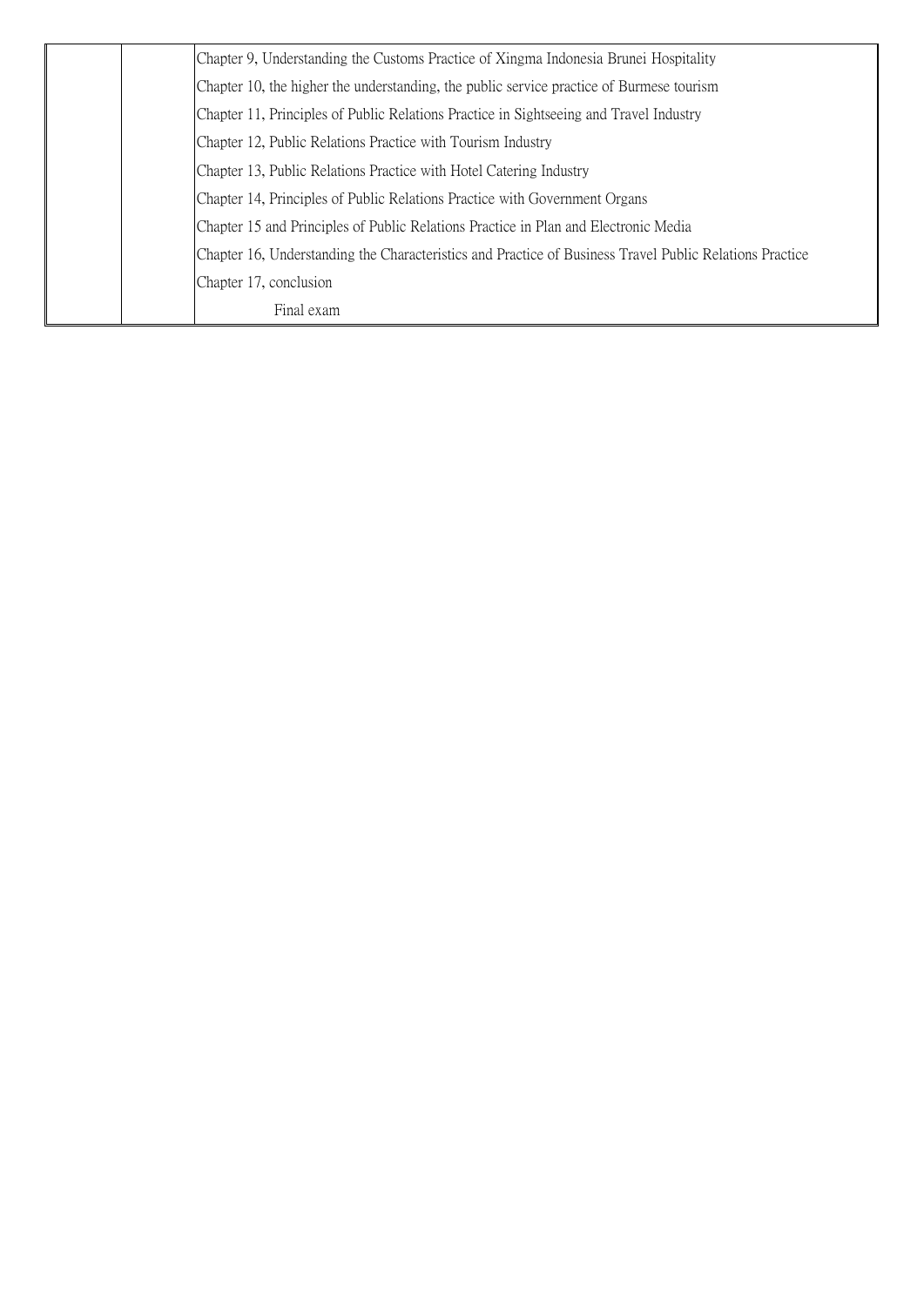|  |  |  |
|---|---|---|
|  |  | Chapter 9, Understanding the Customs Practice of Xingma Indonesia Brunei Hospitality |
|  |  | Chapter 10, the higher the understanding, the public service practice of Burmese tourism |
|  |  | Chapter 11, Principles of Public Relations Practice in Sightseeing and Travel Industry |
|  |  | Chapter 12, Public Relations Practice with Tourism Industry |
|  |  | Chapter 13, Public Relations Practice with Hotel Catering Industry |
|  |  | Chapter 14, Principles of Public Relations Practice with Government Organs |
|  |  | Chapter 15 and Principles of Public Relations Practice in Plan and Electronic Media |
|  |  | Chapter 16, Understanding the Characteristics and Practice of Business Travel Public Relations Practice |
|  |  | Chapter 17, conclusion |
|  |  | Final exam |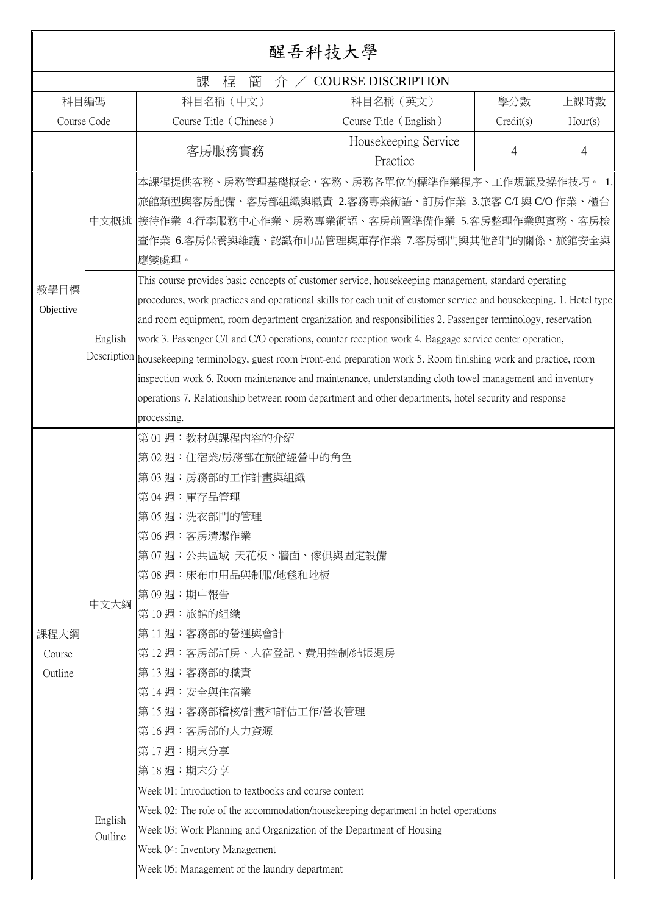# 醒吾科技大學

## 課 程 簡 介 ／ COURSE DISCRIPTION

| 科目編碼<br>Course Code | 科目名稱（中文）<br>Course Title（Chinese） | 科目名稱（英文）<br>Course Title（English） | 學分數<br>Credit(s) | 上課時數<br>Hour(s) |
|---|---|---|---|---|
| | 客房服務實務 | Housekeeping Service Practice | 4 | 4 |

| | | |
|---|---|---|
| 教學目標<br>Objective | 中文概述 | 本課程提供客務、房務管理基礎概念，客務、房務各單位的標準作業程序、工作規範及操作技巧。 1.旅館類型與客房配備、客房部組織與職責 2.客務專業術語、訂房作業 3.旅客 C/I 與 C/O 作業、櫃台接待作業 4.行李服務中心作業、房務專業術語、客房前置準備作業 5.客房整理作業與實務、客房檢查作業 6.客房保養與維護、認識布巾品管理與庫存作業 7.客房部門與其他部門的關係、旅館安全與應變處理。 |
| | English Description | This course provides basic concepts of customer service, housekeeping management, standard operating procedures, work practices and operational skills for each unit of customer service and housekeeping. 1. Hotel type and room equipment, room department organization and responsibilities 2. Passenger terminology, reservation work 3. Passenger C/I and C/O operations, counter reception work 4. Baggage service center operation, housekeeping terminology, guest room Front-end preparation work 5. Room finishing work and practice, room inspection work 6. Room maintenance and maintenance, understanding cloth towel management and inventory operations 7. Relationship between room department and other departments, hotel security and response processing. |
| 課程大綱<br>Course Outline | 中文大綱 | 第 01 週：教材與課程內容的介紹<br>第 02 週：住宿業/房務部在旅館經營中的角色<br>第 03 週：房務部的工作計畫與組織<br>第 04 週：庫存品管理<br>第 05 週：洗衣部門的管理<br>第 06 週：客房清潔作業<br>第 07 週：公共區域 天花板、牆面、傢俱與固定設備<br>第 08 週：床布巾用品與制服/地毯和地板<br>第 09 週：期中報告<br>第 10 週：旅館的組織<br>第 11 週：客務部的營運與會計<br>第 12 週：客房部訂房、入宿登記、費用控制/結帳退房<br>第 13 週：客務部的職責<br>第 14 週：安全與住宿業<br>第 15 週：客務部稽核/計畫和評估工作/營收管理<br>第 16 週：客房部的人力資源<br>第 17 週：期末分享<br>第 18 週：期末分享 |
| | English Outline | Week 01: Introduction to textbooks and course content<br>Week 02: The role of the accommodation/housekeeping department in hotel operations<br>Week 03: Work Planning and Organization of the Department of Housing<br>Week 04: Inventory Management<br>Week 05: Management of the laundry department |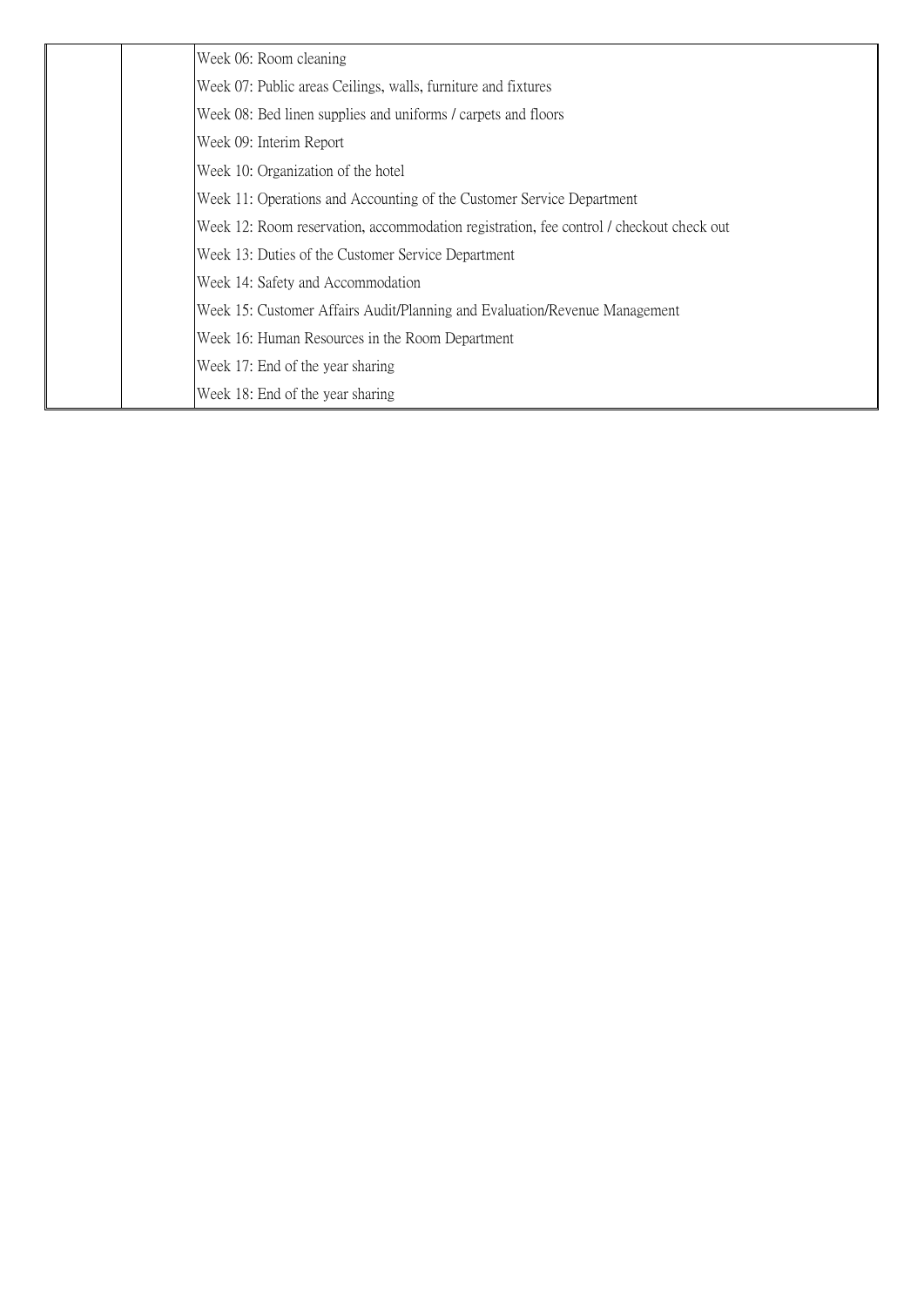| | | |
|---|---|---|
| | | Week 06: Room cleaning |
| | | Week 07: Public areas Ceilings, walls, furniture and fixtures |
| | | Week 08: Bed linen supplies and uniforms / carpets and floors |
| | | Week 09: Interim Report |
| | | Week 10: Organization of the hotel |
| | | Week 11: Operations and Accounting of the Customer Service Department |
| | | Week 12: Room reservation, accommodation registration, fee control / checkout check out |
| | | Week 13: Duties of the Customer Service Department |
| | | Week 14: Safety and Accommodation |
| | | Week 15: Customer Affairs Audit/Planning and Evaluation/Revenue Management |
| | | Week 16: Human Resources in the Room Department |
| | | Week 17: End of the year sharing |
| | | Week 18: End of the year sharing |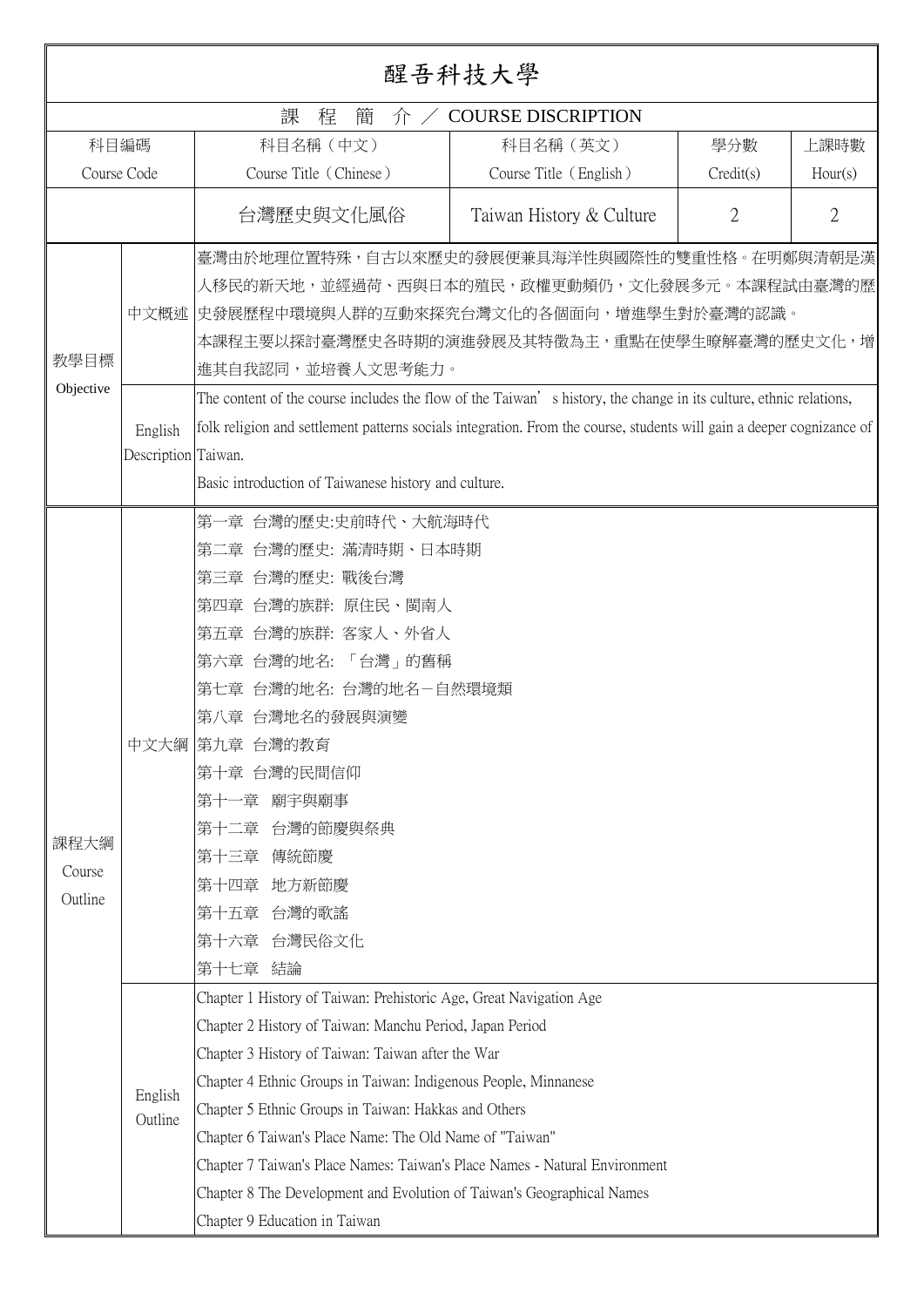# 醒吾科技大學

## 課 程 簡 介 ／ COURSE DISCRIPTION

| 科目編碼 Course Code | 科目名稱（中文） Course Title（Chinese） | 科目名稱（英文） Course Title（English） | 學分數 Credit(s) | 上課時數 Hour(s) |
|---|---|---|---|---|
| | 台灣歷史與文化風俗 | Taiwan History & Culture | 2 | 2 |

| | | |
|---|---|---|
| 教學目標 Objective | 中文概述 | 臺灣由於地理位置特殊，自古以來歷史的發展便兼具海洋性與國際性的雙重性格。在明鄭與清朝是漢人移民的新天地，並經過荷、西與日本的殖民，政權更動頻仍，文化發展多元。本課程試由臺灣的歷史發展歷程中環境與人群的互動來探究台灣文化的各個面向，增進學生對於臺灣的認識。<br>本課程主要以探討臺灣歷史各時期的演進發展及其特徵為主，重點在使學生瞭解臺灣的歷史文化，增進其自我認同，並培養人文思考能力。 |
| | English Description | The content of the course includes the flow of the Taiwan' s history, the change in its culture, ethnic relations, folk religion and settlement patterns socials integration. From the course, students will gain a deeper cognizance of Taiwan.<br>Basic introduction of Taiwanese history and culture. |
| 課程大綱 Course Outline | 中文大綱 | 第一章 台灣的歷史:史前時代、大航海時代<br>第二章 台灣的歷史: 滿清時期、日本時期<br>第三章 台灣的歷史: 戰後台灣<br>第四章 台灣的族群: 原住民、閩南人<br>第五章 台灣的族群: 客家人、外省人<br>第六章 台灣的地名: 「台灣」的舊稱<br>第七章 台灣的地名: 台灣的地名－自然環境類<br>第八章 台灣地名的發展與演變<br>第九章 台灣的教育<br>第十章 台灣的民間信仰<br>第十一章 廟宇與廟事<br>第十二章 台灣的節慶與祭典<br>第十三章 傳統節慶<br>第十四章 地方新節慶<br>第十五章 台灣的歌謠<br>第十六章 台灣民俗文化<br>第十七章 結論 |
| | English Outline | Chapter 1 History of Taiwan: Prehistoric Age, Great Navigation Age<br>Chapter 2 History of Taiwan: Manchu Period, Japan Period<br>Chapter 3 History of Taiwan: Taiwan after the War<br>Chapter 4 Ethnic Groups in Taiwan: Indigenous People, Minnanese<br>Chapter 5 Ethnic Groups in Taiwan: Hakkas and Others<br>Chapter 6 Taiwan's Place Name: The Old Name of "Taiwan"<br>Chapter 7 Taiwan's Place Names: Taiwan's Place Names - Natural Environment<br>Chapter 8 The Development and Evolution of Taiwan's Geographical Names<br>Chapter 9 Education in Taiwan |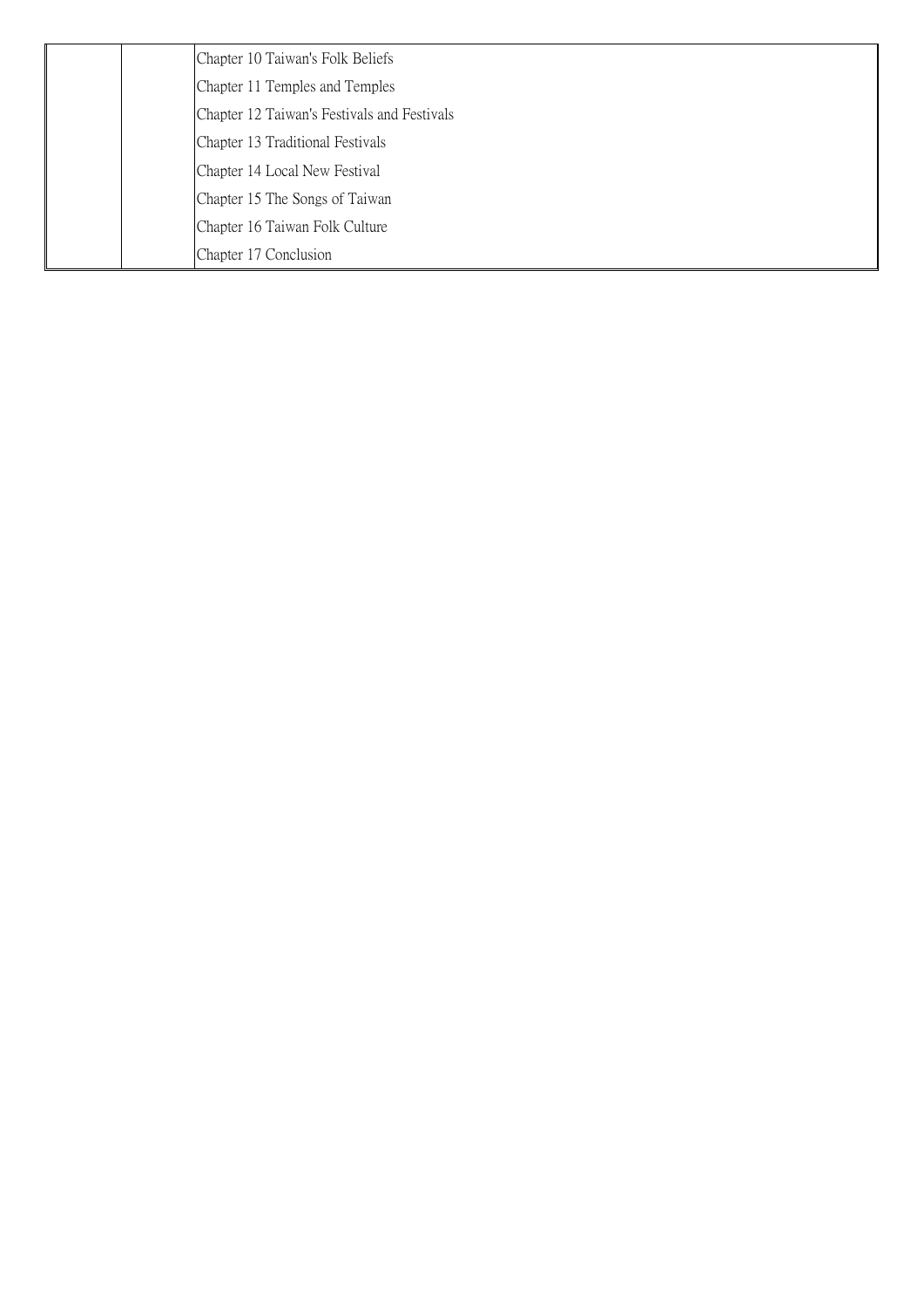| | | |
|---|---|---|
| | | Chapter 10 Taiwan's Folk Beliefs |
| | | Chapter 11 Temples and Temples |
| | | Chapter 12 Taiwan's Festivals and Festivals |
| | | Chapter 13 Traditional Festivals |
| | | Chapter 14 Local New Festival |
| | | Chapter 15 The Songs of Taiwan |
| | | Chapter 16 Taiwan Folk Culture |
| | | Chapter 17 Conclusion |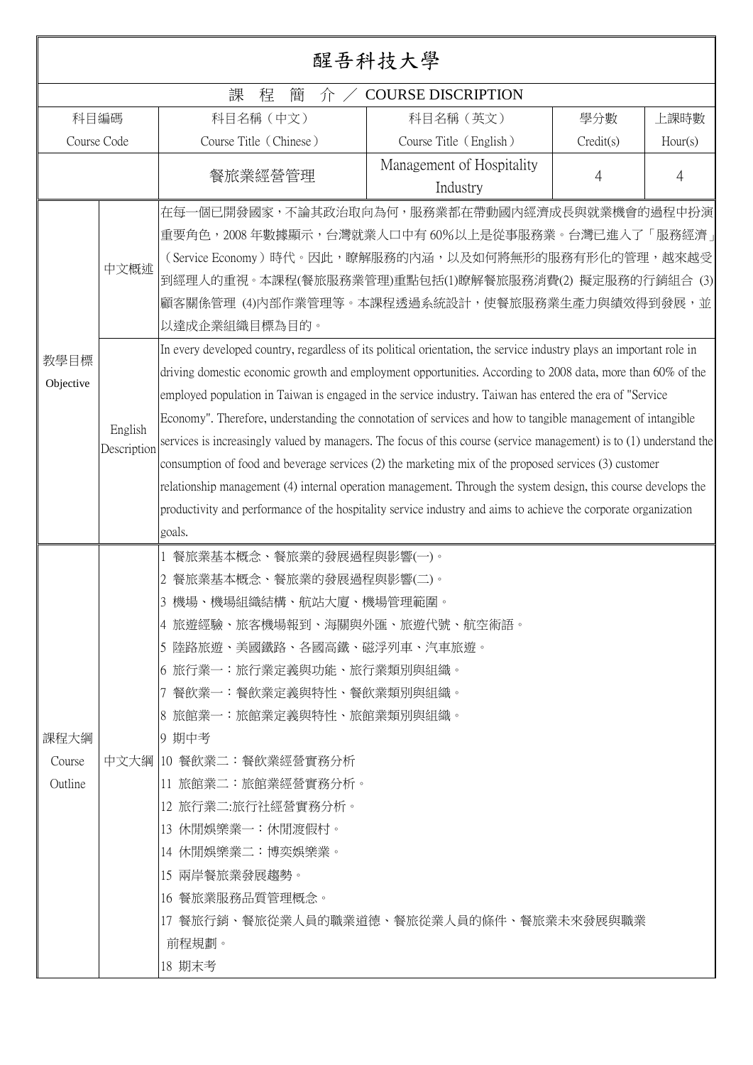# 醒吾科技大學

## 課 程 簡 介 ／ COURSE DISCRIPTION

| 科目編碼<br>Course Code | 科目名稱（中文）<br>Course Title（Chinese） | 科目名稱（英文）<br>Course Title（English） | 學分數<br>Credit(s) | 上課時數<br>Hour(s) |
|---|---|---|---|---|
| | 餐旅業經營管理 | Management of Hospitality Industry | 4 | 4 |

| | | |
|---|---|---|
| 教學目標<br>Objective | 中文概述 | 在每一個已開發國家，不論其政治取向為何，服務業都在帶動國內經濟成長與就業機會的過程中扮演重要角色，2008 年數據顯示，台灣就業人口中有 60%以上是從事服務業。台灣已進入了「服務經濟」（Service Economy）時代。因此，瞭解服務的內涵，以及如何將無形的服務有形化的管理，越來越受到經理人的重視。本課程(餐旅服務業管理)重點包括(1)瞭解餐旅服務消費(2) 擬定服務的行銷組合 (3)顧客關係管理 (4)內部作業管理等。本課程透過系統設計，使餐旅服務業生產力與績效得到發展，並以達成企業組織目標為目的。 |
| | English Description | In every developed country, regardless of its political orientation, the service industry plays an important role in driving domestic economic growth and employment opportunities. According to 2008 data, more than 60% of the employed population in Taiwan is engaged in the service industry. Taiwan has entered the era of "Service Economy". Therefore, understanding the connotation of services and how to tangible management of intangible services is increasingly valued by managers. The focus of this course (service management) is to (1) understand the consumption of food and beverage services (2) the marketing mix of the proposed services (3) customer relationship management (4) internal operation management. Through the system design, this course develops the productivity and performance of the hospitality service industry and aims to achieve the corporate organization goals. |
| 課程大綱<br>Course Outline | 中文大綱 | 1 餐旅業基本概念、餐旅業的發展過程與影響(一)。<br>2 餐旅業基本概念、餐旅業的發展過程與影響(二)。<br>3 機場、機場組織結構、航站大廈、機場管理範圍。<br>4 旅遊經驗、旅客機場報到、海關與外匯、旅遊代號、航空術語。<br>5 陸路旅遊、美國鐵路、各國高鐵、磁浮列車、汽車旅遊。<br>6 旅行業一：旅行業定義與功能、旅行業類別與組織。<br>7 餐飲業一：餐飲業定義與特性、餐飲業類別與組織。<br>8 旅館業一：旅館業定義與特性、旅館業類別與組織。<br>9 期中考<br>10 餐飲業二：餐飲業經營實務分析<br>11 旅館業二：旅館業經營實務分析。<br>12 旅行業二:旅行社經營實務分析。<br>13 休閒娛樂業一：休閒渡假村。<br>14 休閒娛樂業二：博奕娛樂業。<br>15 兩岸餐旅業發展趨勢。<br>16 餐旅業服務品質管理概念。<br>17 餐旅行銷、餐旅從業人員的職業道德、餐旅從業人員的條件、餐旅業未來發展與職業前程規劃。<br>18 期末考 |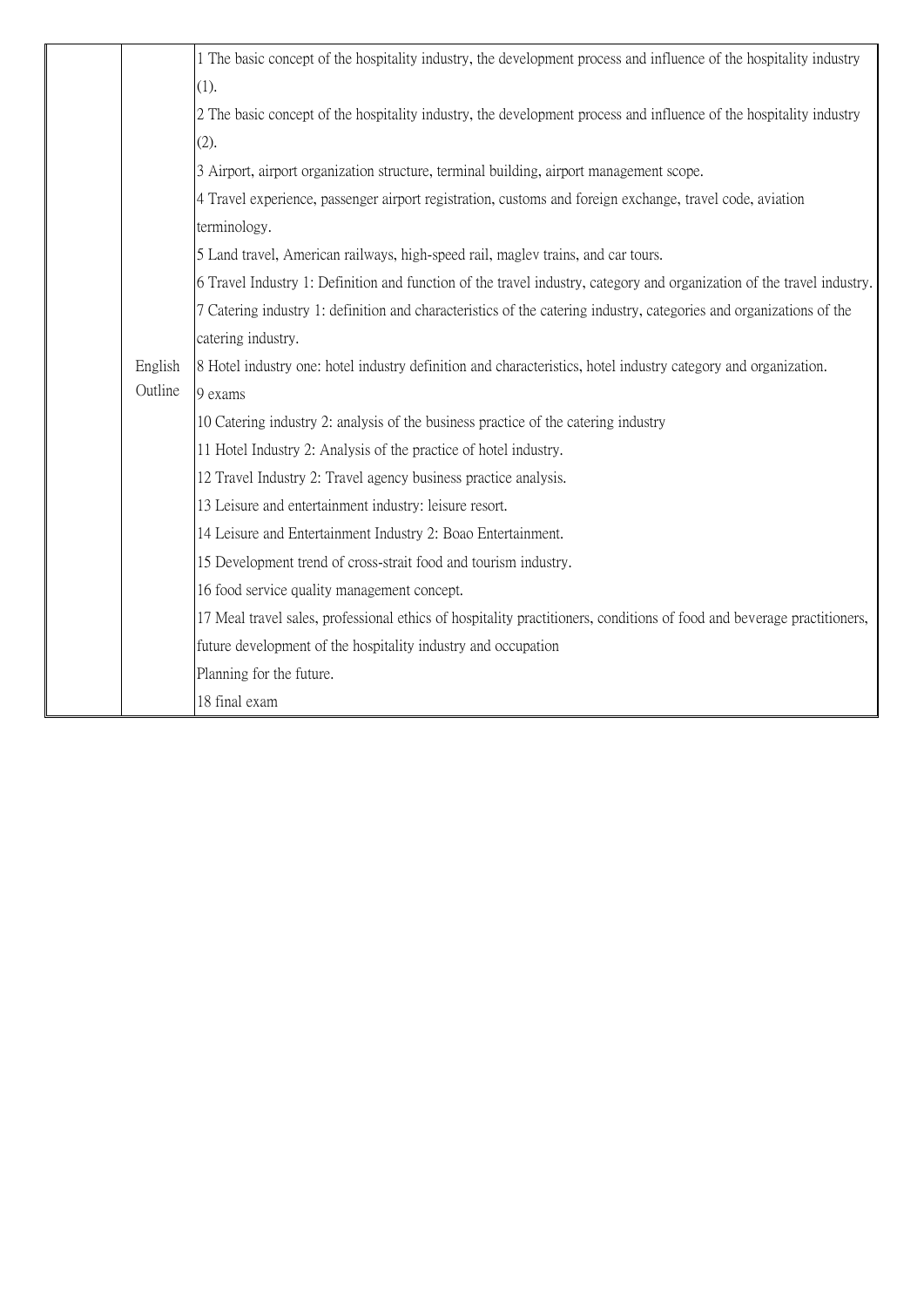| | | |
|---|---|---|
| | English Outline | 1 The basic concept of the hospitality industry, the development process and influence of the hospitality industry (1).<br>2 The basic concept of the hospitality industry, the development process and influence of the hospitality industry (2).<br>3 Airport, airport organization structure, terminal building, airport management scope.<br>4 Travel experience, passenger airport registration, customs and foreign exchange, travel code, aviation terminology.<br>5 Land travel, American railways, high-speed rail, maglev trains, and car tours.<br>6 Travel Industry 1: Definition and function of the travel industry, category and organization of the travel industry.<br>7 Catering industry 1: definition and characteristics of the catering industry, categories and organizations of the catering industry.<br>8 Hotel industry one: hotel industry definition and characteristics, hotel industry category and organization.<br>9 exams<br>10 Catering industry 2: analysis of the business practice of the catering industry<br>11 Hotel Industry 2: Analysis of the practice of hotel industry.<br>12 Travel Industry 2: Travel agency business practice analysis.<br>13 Leisure and entertainment industry: leisure resort.<br>14 Leisure and Entertainment Industry 2: Boao Entertainment.<br>15 Development trend of cross-strait food and tourism industry.<br>16 food service quality management concept.<br>17 Meal travel sales, professional ethics of hospitality practitioners, conditions of food and beverage practitioners, future development of the hospitality industry and occupation<br>Planning for the future.<br>18 final exam |